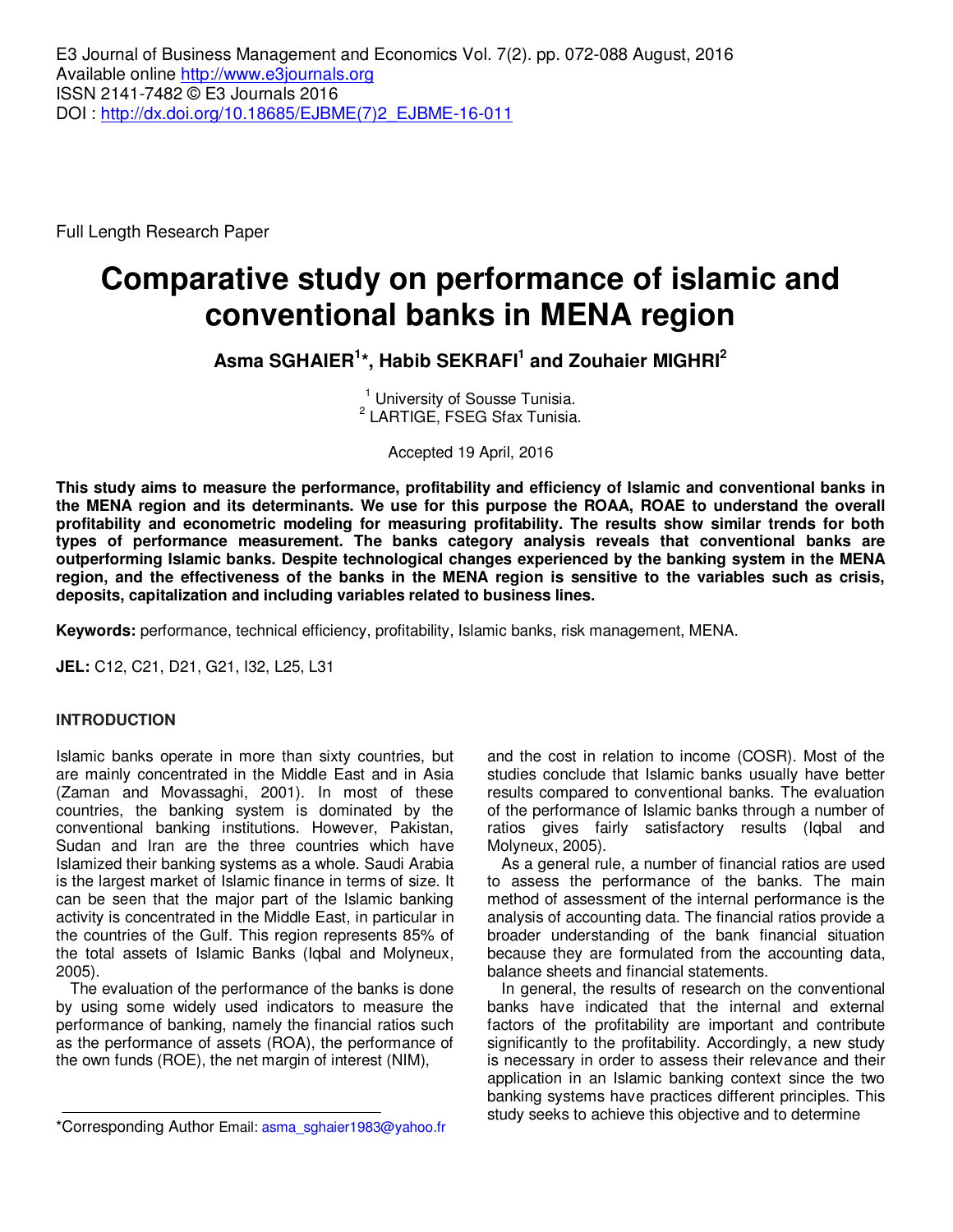E3 Journal of Business Management and Economics Vol. 7(2). pp. 072-088 August, 2016
Available online http://www.e3journals.org
ISSN 2141-7482 © E3 Journals 2016
DOI : http://dx.doi.org/10.18685/EJBME(7)2_EJBME-16-011

Full Length Research Paper

# Comparative study on performance of islamic and conventional banks in MENA region

**Asma SGHAIER[1]*, Habib SEKRAFI[1] and Zouhaier MIGHRI[2]**

[1] University of Sousse Tunisia.
[2] LARTIGE, FSEG Sfax Tunisia.

Accepted 19 April, 2016

**This study aims to measure the performance, profitability and efficiency of Islamic and conventional banks in the MENA region and its determinants. We use for this purpose the ROAA, ROAE to understand the overall profitability and econometric modeling for measuring profitability. The results show similar trends for both types of performance measurement. The banks category analysis reveals that conventional banks are outperforming Islamic banks. Despite technological changes experienced by the banking system in the MENA region, and the effectiveness of the banks in the MENA region is sensitive to the variables such as crisis, deposits, capitalization and including variables related to business lines.**

**Keywords:** performance, technical efficiency, profitability, Islamic banks, risk management, MENA.

**JEL:** C12, C21, D21, G21, I32, L25, L31

## INTRODUCTION

Islamic banks operate in more than sixty countries, but are mainly concentrated in the Middle East and in Asia (Zaman and Movassaghi, 2001). In most of these countries, the banking system is dominated by the conventional banking institutions. However, Pakistan, Sudan and Iran are the three countries which have Islamized their banking systems as a whole. Saudi Arabia is the largest market of Islamic finance in terms of size. It can be seen that the major part of the Islamic banking activity is concentrated in the Middle East, in particular in the countries of the Gulf. This region represents 85% of the total assets of Islamic Banks (Iqbal and Molyneux, 2005).

The evaluation of the performance of the banks is done by using some widely used indicators to measure the performance of banking, namely the financial ratios such as the performance of assets (ROA), the performance of the own funds (ROE), the net margin of interest (NIM), and the cost in relation to income (COSR). Most of the studies conclude that Islamic banks usually have better results compared to conventional banks. The evaluation of the performance of Islamic banks through a number of ratios gives fairly satisfactory results (Iqbal and Molyneux, 2005).

As a general rule, a number of financial ratios are used to assess the performance of the banks. The main method of assessment of the internal performance is the analysis of accounting data. The financial ratios provide a broader understanding of the bank financial situation because they are formulated from the accounting data, balance sheets and financial statements.

In general, the results of research on the conventional banks have indicated that the internal and external factors of the profitability are important and contribute significantly to the profitability. Accordingly, a new study is necessary in order to assess their relevance and their application in an Islamic banking context since the two banking systems have practices different principles. This study seeks to achieve this objective and to determine

*Corresponding Author Email: asma_sghaier1983@yahoo.fr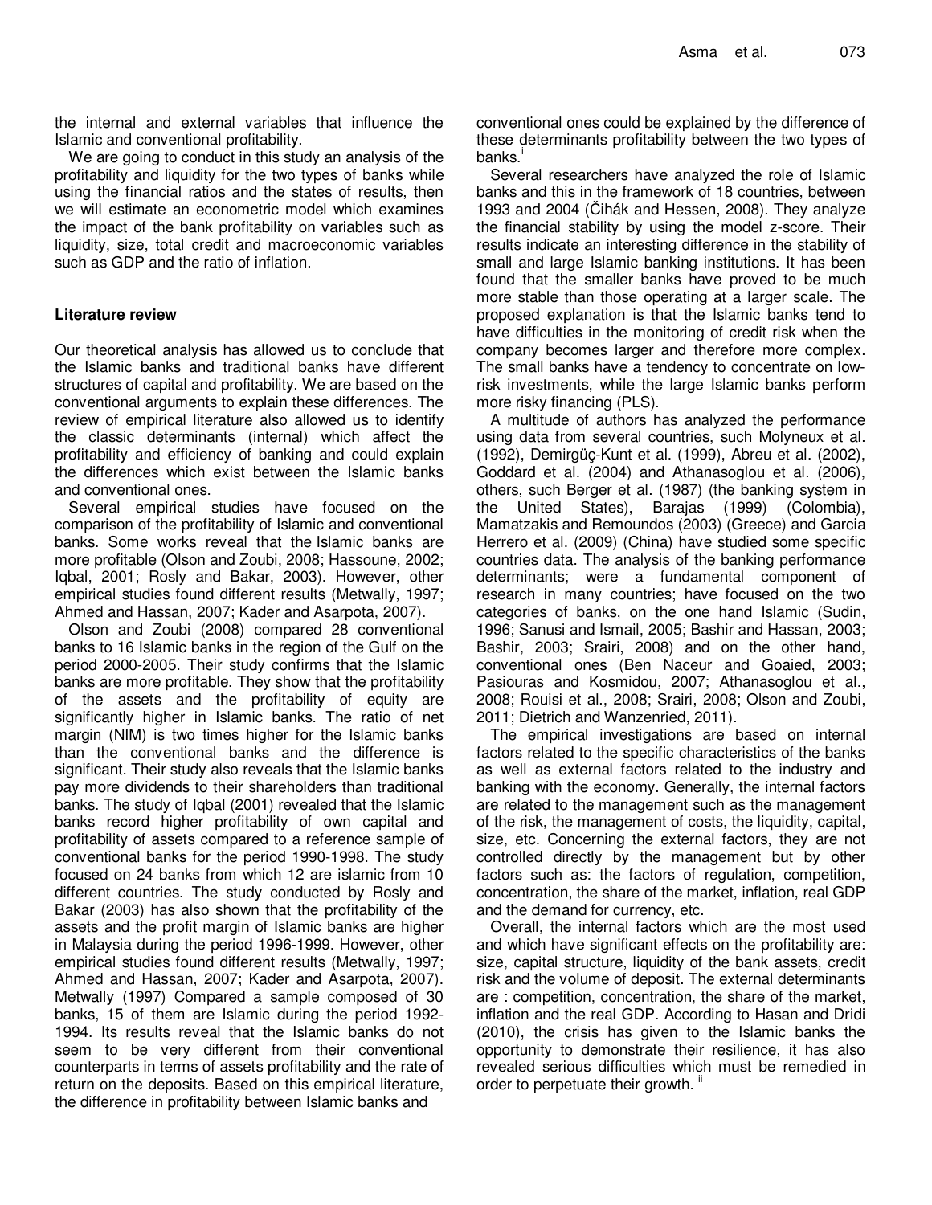the internal and external variables that influence the Islamic and conventional profitability.

We are going to conduct in this study an analysis of the profitability and liquidity for the two types of banks while using the financial ratios and the states of results, then we will estimate an econometric model which examines the impact of the bank profitability on variables such as liquidity, size, total credit and macroeconomic variables such as GDP and the ratio of inflation.

## Literature review

Our theoretical analysis has allowed us to conclude that the Islamic banks and traditional banks have different structures of capital and profitability. We are based on the conventional arguments to explain these differences. The review of empirical literature also allowed us to identify the classic determinants (internal) which affect the profitability and efficiency of banking and could explain the differences which exist between the Islamic banks and conventional ones.

Several empirical studies have focused on the comparison of the profitability of Islamic and conventional banks. Some works reveal that the Islamic banks are more profitable (Olson and Zoubi, 2008; Hassoune, 2002; Iqbal, 2001; Rosly and Bakar, 2003). However, other empirical studies found different results (Metwally, 1997; Ahmed and Hassan, 2007; Kader and Asarpota, 2007).

Olson and Zoubi (2008) compared 28 conventional banks to 16 Islamic banks in the region of the Gulf on the period 2000-2005. Their study confirms that the Islamic banks are more profitable. They show that the profitability of the assets and the profitability of equity are significantly higher in Islamic banks. The ratio of net margin (NIM) is two times higher for the Islamic banks than the conventional banks and the difference is significant. Their study also reveals that the Islamic banks pay more dividends to their shareholders than traditional banks. The study of Iqbal (2001) revealed that the Islamic banks record higher profitability of own capital and profitability of assets compared to a reference sample of conventional banks for the period 1990-1998. The study focused on 24 banks from which 12 are islamic from 10 different countries. The study conducted by Rosly and Bakar (2003) has also shown that the profitability of the assets and the profit margin of Islamic banks are higher in Malaysia during the period 1996-1999. However, other empirical studies found different results (Metwally, 1997; Ahmed and Hassan, 2007; Kader and Asarpota, 2007). Metwally (1997) Compared a sample composed of 30 banks, 15 of them are Islamic during the period 1992-1994. Its results reveal that the Islamic banks do not seem to be very different from their conventional counterparts in terms of assets profitability and the rate of return on the deposits. Based on this empirical literature, the difference in profitability between Islamic banks and conventional ones could be explained by the difference of these determinants profitability between the two types of banks.[i]

Several researchers have analyzed the role of Islamic banks and this in the framework of 18 countries, between 1993 and 2004 (Čihák and Hessen, 2008). They analyze the financial stability by using the model z-score. Their results indicate an interesting difference in the stability of small and large Islamic banking institutions. It has been found that the smaller banks have proved to be much more stable than those operating at a larger scale. The proposed explanation is that the Islamic banks tend to have difficulties in the monitoring of credit risk when the company becomes larger and therefore more complex. The small banks have a tendency to concentrate on low-risk investments, while the large Islamic banks perform more risky financing (PLS).

A multitude of authors has analyzed the performance using data from several countries, such Molyneux et al. (1992), Demirgüç-Kunt et al. (1999), Abreu et al. (2002), Goddard et al. (2004) and Athanasoglou et al. (2006), others, such Berger et al. (1987) (the banking system in the United States), Barajas (1999) (Colombia), Mamatzakis and Remoundos (2003) (Greece) and Garcia Herrero et al. (2009) (China) have studied some specific countries data. The analysis of the banking performance determinants; were a fundamental component of research in many countries; have focused on the two categories of banks, on the one hand Islamic (Sudin, 1996; Sanusi and Ismail, 2005; Bashir and Hassan, 2003; Bashir, 2003; Srairi, 2008) and on the other hand, conventional ones (Ben Naceur and Goaied, 2003; Pasiouras and Kosmidou, 2007; Athanasoglou et al., 2008; Rouisi et al., 2008; Srairi, 2008; Olson and Zoubi, 2011; Dietrich and Wanzenried, 2011).

The empirical investigations are based on internal factors related to the specific characteristics of the banks as well as external factors related to the industry and banking with the economy. Generally, the internal factors are related to the management such as the management of the risk, the management of costs, the liquidity, capital, size, etc. Concerning the external factors, they are not controlled directly by the management but by other factors such as: the factors of regulation, competition, concentration, the share of the market, inflation, real GDP and the demand for currency, etc.

Overall, the internal factors which are the most used and which have significant effects on the profitability are: size, capital structure, liquidity of the bank assets, credit risk and the volume of deposit. The external determinants are : competition, concentration, the share of the market, inflation and the real GDP. According to Hasan and Dridi (2010), the crisis has given to the Islamic banks the opportunity to demonstrate their resilience, it has also revealed serious difficulties which must be remedied in order to perpetuate their growth.[ii]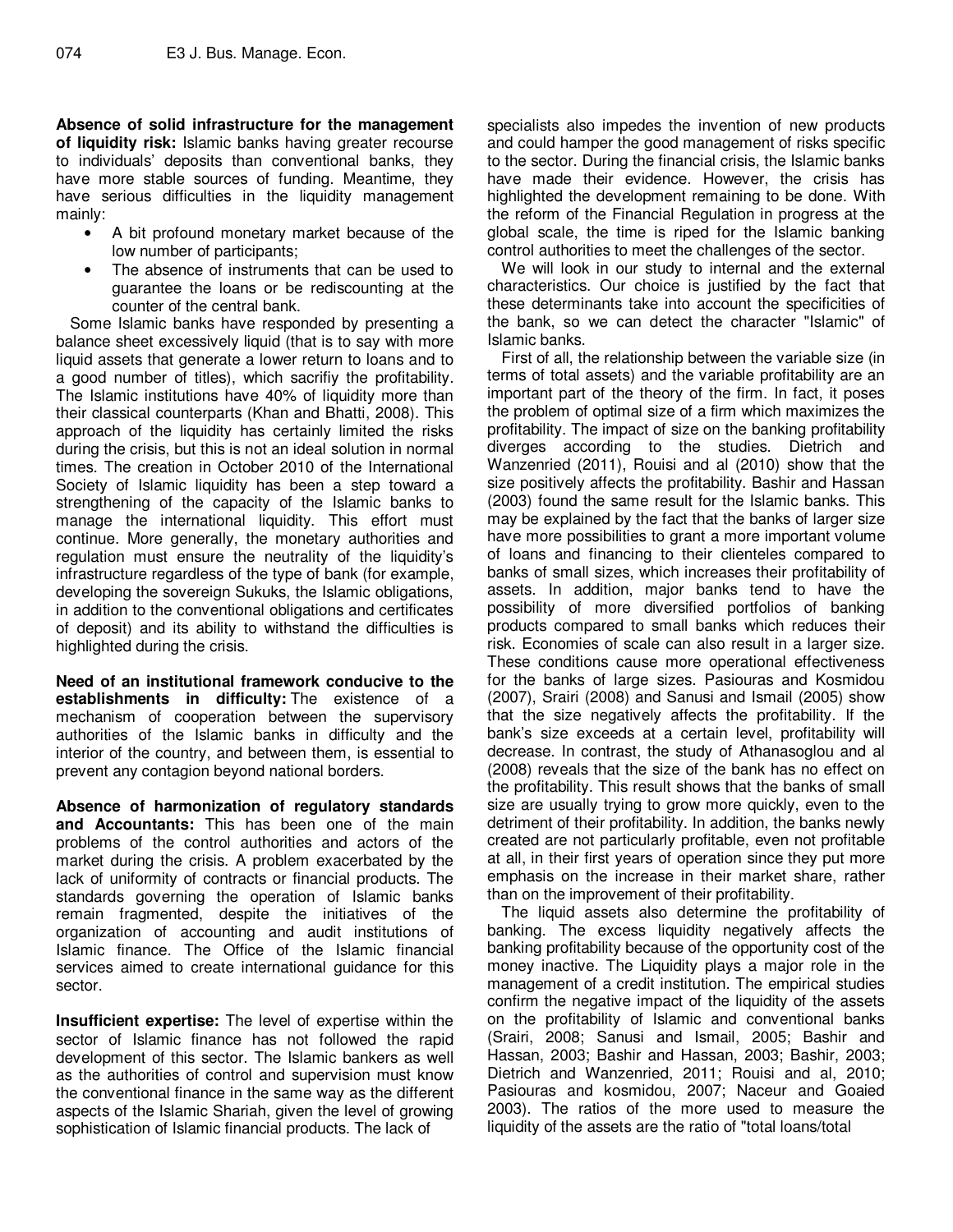**Absence of solid infrastructure for the management of liquidity risk:** Islamic banks having greater recourse to individuals' deposits than conventional banks, they have more stable sources of funding. Meantime, they have serious difficulties in the liquidity management mainly:

- A bit profound monetary market because of the low number of participants;
- The absence of instruments that can be used to guarantee the loans or be rediscounting at the counter of the central bank.

Some Islamic banks have responded by presenting a balance sheet excessively liquid (that is to say with more liquid assets that generate a lower return to loans and to a good number of titles), which sacrifiy the profitability. The Islamic institutions have 40% of liquidity more than their classical counterparts (Khan and Bhatti, 2008). This approach of the liquidity has certainly limited the risks during the crisis, but this is not an ideal solution in normal times. The creation in October 2010 of the International Society of Islamic liquidity has been a step toward a strengthening of the capacity of the Islamic banks to manage the international liquidity. This effort must continue. More generally, the monetary authorities and regulation must ensure the neutrality of the liquidity's infrastructure regardless of the type of bank (for example, developing the sovereign Sukuks, the Islamic obligations, in addition to the conventional obligations and certificates of deposit) and its ability to withstand the difficulties is highlighted during the crisis.

**Need of an institutional framework conducive to the establishments in difficulty:** The existence of a mechanism of cooperation between the supervisory authorities of the Islamic banks in difficulty and the interior of the country, and between them, is essential to prevent any contagion beyond national borders.

**Absence of harmonization of regulatory standards and Accountants:** This has been one of the main problems of the control authorities and actors of the market during the crisis. A problem exacerbated by the lack of uniformity of contracts or financial products. The standards governing the operation of Islamic banks remain fragmented, despite the initiatives of the organization of accounting and audit institutions of Islamic finance. The Office of the Islamic financial services aimed to create international guidance for this sector.

**Insufficient expertise:** The level of expertise within the sector of Islamic finance has not followed the rapid development of this sector. The Islamic bankers as well as the authorities of control and supervision must know the conventional finance in the same way as the different aspects of the Islamic Shariah, given the level of growing sophistication of Islamic financial products. The lack of specialists also impedes the invention of new products and could hamper the good management of risks specific to the sector. During the financial crisis, the Islamic banks have made their evidence. However, the crisis has highlighted the development remaining to be done. With the reform of the Financial Regulation in progress at the global scale, the time is riped for the Islamic banking control authorities to meet the challenges of the sector.

We will look in our study to internal and the external characteristics. Our choice is justified by the fact that these determinants take into account the specificities of the bank, so we can detect the character "Islamic" of Islamic banks.

First of all, the relationship between the variable size (in terms of total assets) and the variable profitability are an important part of the theory of the firm. In fact, it poses the problem of optimal size of a firm which maximizes the profitability. The impact of size on the banking profitability diverges according to the studies. Dietrich and Wanzenried (2011), Rouisi and al (2010) show that the size positively affects the profitability. Bashir and Hassan (2003) found the same result for the Islamic banks. This may be explained by the fact that the banks of larger size have more possibilities to grant a more important volume of loans and financing to their clienteles compared to banks of small sizes, which increases their profitability of assets. In addition, major banks tend to have the possibility of more diversified portfolios of banking products compared to small banks which reduces their risk. Economies of scale can also result in a larger size. These conditions cause more operational effectiveness for the banks of large sizes. Pasiouras and Kosmidou (2007), Srairi (2008) and Sanusi and Ismail (2005) show that the size negatively affects the profitability. If the bank's size exceeds at a certain level, profitability will decrease. In contrast, the study of Athanasoglou and al (2008) reveals that the size of the bank has no effect on the profitability. This result shows that the banks of small size are usually trying to grow more quickly, even to the detriment of their profitability. In addition, the banks newly created are not particularly profitable, even not profitable at all, in their first years of operation since they put more emphasis on the increase in their market share, rather than on the improvement of their profitability.

The liquid assets also determine the profitability of banking. The excess liquidity negatively affects the banking profitability because of the opportunity cost of the money inactive. The Liquidity plays a major role in the management of a credit institution. The empirical studies confirm the negative impact of the liquidity of the assets on the profitability of Islamic and conventional banks (Srairi, 2008; Sanusi and Ismail, 2005; Bashir and Hassan, 2003; Bashir and Hassan, 2003; Bashir, 2003; Dietrich and Wanzenried, 2011; Rouisi and al, 2010; Pasiouras and kosmidou, 2007; Naceur and Goaied 2003). The ratios of the more used to measure the liquidity of the assets are the ratio of "total loans/total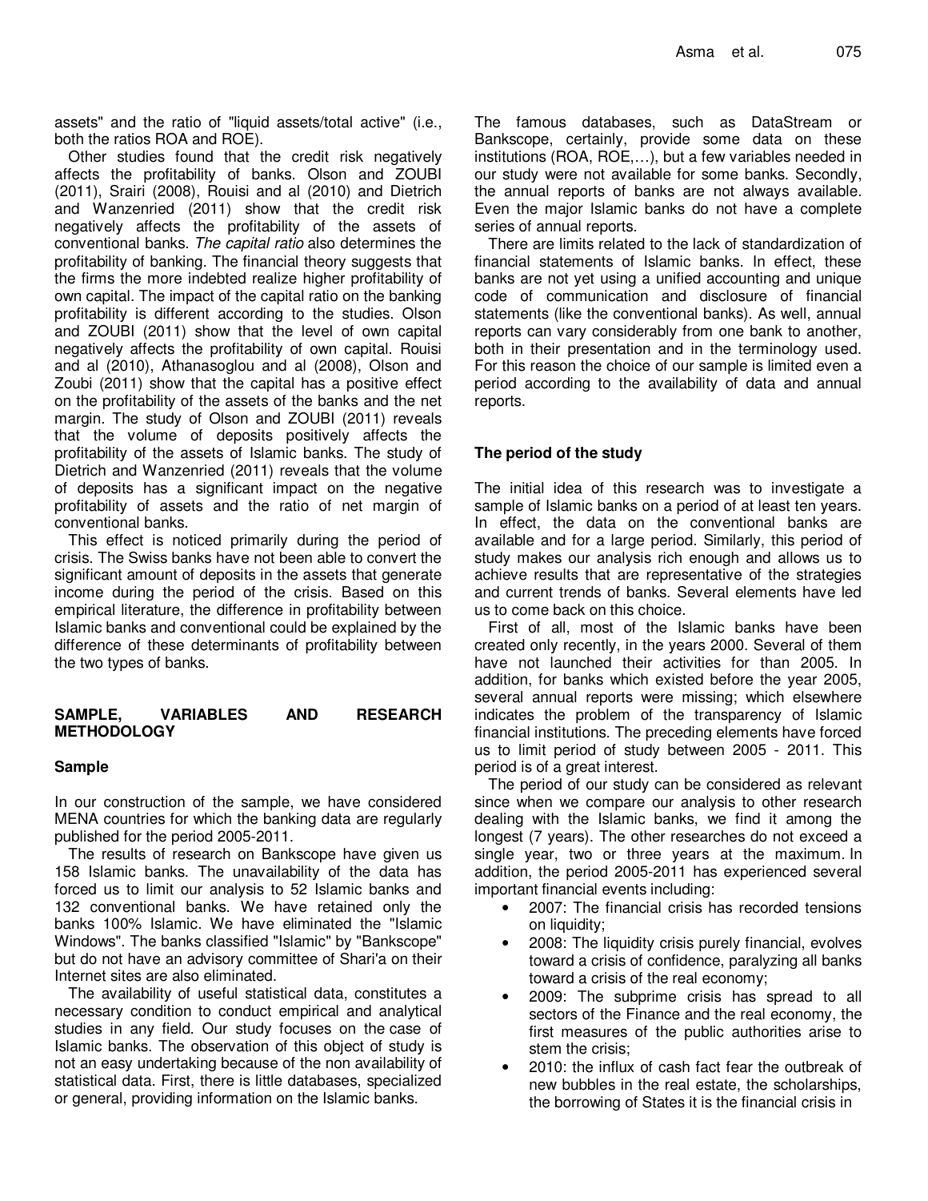assets" and the ratio of "liquid assets/total active" (i.e., both the ratios ROA and ROE).

Other studies found that the credit risk negatively affects the profitability of banks. Olson and ZOUBI (2011), Srairi (2008), Rouisi and al (2010) and Dietrich and Wanzenried (2011) show that the credit risk negatively affects the profitability of the assets of conventional banks. *The capital ratio* also determines the profitability of banking. The financial theory suggests that the firms the more indebted realize higher profitability of own capital. The impact of the capital ratio on the banking profitability is different according to the studies. Olson and ZOUBI (2011) show that the level of own capital negatively affects the profitability of own capital. Rouisi and al (2010), Athanasoglou and al (2008), Olson and Zoubi (2011) show that the capital has a positive effect on the profitability of the assets of the banks and the net margin. The study of Olson and ZOUBI (2011) reveals that the volume of deposits positively affects the profitability of the assets of Islamic banks. The study of Dietrich and Wanzenried (2011) reveals that the volume of deposits has a significant impact on the negative profitability of assets and the ratio of net margin of conventional banks.

This effect is noticed primarily during the period of crisis. The Swiss banks have not been able to convert the significant amount of deposits in the assets that generate income during the period of the crisis. Based on this empirical literature, the difference in profitability between Islamic banks and conventional could be explained by the difference of these determinants of profitability between the two types of banks.

## SAMPLE, VARIABLES AND RESEARCH METHODOLOGY

### Sample

In our construction of the sample, we have considered MENA countries for which the banking data are regularly published for the period 2005-2011.

The results of research on Bankscope have given us 158 Islamic banks. The unavailability of the data has forced us to limit our analysis to 52 Islamic banks and 132 conventional banks. We have retained only the banks 100% Islamic. We have eliminated the "Islamic Windows". The banks classified "Islamic" by "Bankscope" but do not have an advisory committee of Shari'a on their Internet sites are also eliminated.

The availability of useful statistical data, constitutes a necessary condition to conduct empirical and analytical studies in any field. Our study focuses on the case of Islamic banks. The observation of this object of study is not an easy undertaking because of the non availability of statistical data. First, there is little databases, specialized or general, providing information on the Islamic banks.

The famous databases, such as DataStream or Bankscope, certainly, provide some data on these institutions (ROA, ROE,…), but a few variables needed in our study were not available for some banks. Secondly, the annual reports of banks are not always available. Even the major Islamic banks do not have a complete series of annual reports.

There are limits related to the lack of standardization of financial statements of Islamic banks. In effect, these banks are not yet using a unified accounting and unique code of communication and disclosure of financial statements (like the conventional banks). As well, annual reports can vary considerably from one bank to another, both in their presentation and in the terminology used. For this reason the choice of our sample is limited even a period according to the availability of data and annual reports.

### The period of the study

The initial idea of this research was to investigate a sample of Islamic banks on a period of at least ten years. In effect, the data on the conventional banks are available and for a large period. Similarly, this period of study makes our analysis rich enough and allows us to achieve results that are representative of the strategies and current trends of banks. Several elements have led us to come back on this choice.

First of all, most of the Islamic banks have been created only recently, in the years 2000. Several of them have not launched their activities for than 2005. In addition, for banks which existed before the year 2005, several annual reports were missing; which elsewhere indicates the problem of the transparency of Islamic financial institutions. The preceding elements have forced us to limit period of study between 2005 - 2011. This period is of a great interest.

The period of our study can be considered as relevant since when we compare our analysis to other research dealing with the Islamic banks, we find it among the longest (7 years). The other researches do not exceed a single year, two or three years at the maximum. In addition, the period 2005-2011 has experienced several important financial events including:

- 2007: The financial crisis has recorded tensions on liquidity;
- 2008: The liquidity crisis purely financial, evolves toward a crisis of confidence, paralyzing all banks toward a crisis of the real economy;
- 2009: The subprime crisis has spread to all sectors of the Finance and the real economy, the first measures of the public authorities arise to stem the crisis;
- 2010: the influx of cash fact fear the outbreak of new bubbles in the real estate, the scholarships, the borrowing of States it is the financial crisis in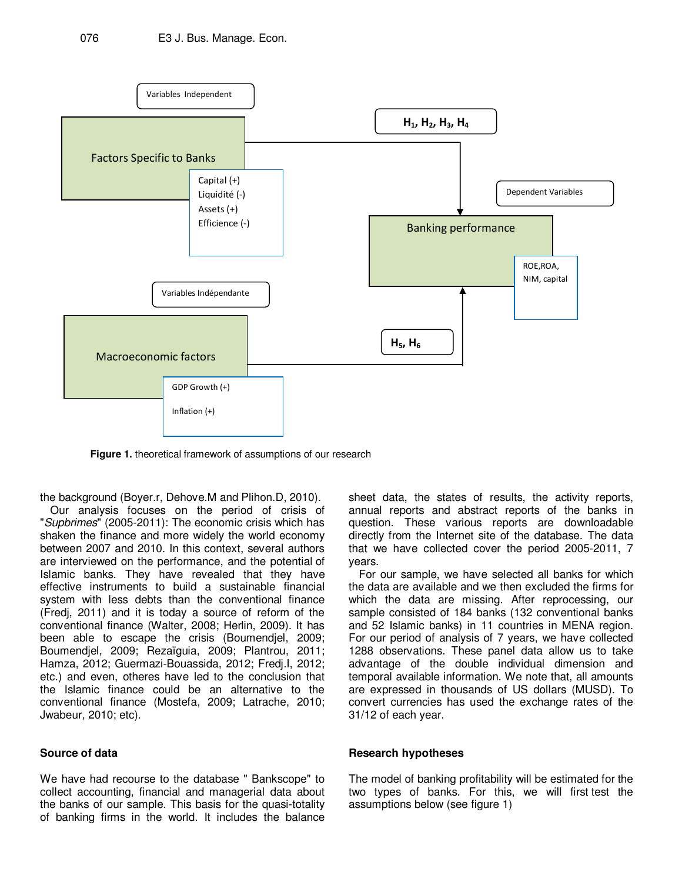Variables Independent

Factors Specific to Banks

Capital (+)
Liquidité (-)
Assets (+)
Efficience (-)

$H_1$, $H_2$, $H_3$, $H_4$

Dependent Variables

Banking performance

ROE,ROA,
NIM, capital

Variables Indépendante

Macroeconomic factors

GDP Growth (+)

Inflation (+)

$H_5$, $H_6$

**Figure 1.** theoretical framework of assumptions of our research

the background (Boyer.r, Dehove.M and Plihon.D, 2010).

Our analysis focuses on the period of crisis of "*Supbrimes*" (2005-2011): The economic crisis which has shaken the finance and more widely the world economy between 2007 and 2010. In this context, several authors are interviewed on the performance, and the potential of Islamic banks. They have revealed that they have effective instruments to build a sustainable financial system with less debts than the conventional finance (Fredj, 2011) and it is today a source of reform of the conventional finance (Walter, 2008; Herlin, 2009). It has been able to escape the crisis (Boumendjel, 2009; Boumendjel, 2009; Rezaïguia, 2009; Plantrou, 2011; Hamza, 2012; Guermazi-Bouassida, 2012; Fredj.I, 2012; etc.) and even, otheres have led to the conclusion that the Islamic finance could be an alternative to the conventional finance (Mostefa, 2009; Latrache, 2010; Jwabeur, 2010; etc).

## Source of data

We have had recourse to the database " Bankscope" to collect accounting, financial and managerial data about the banks of our sample. This basis for the quasi-totality of banking firms in the world. It includes the balance sheet data, the states of results, the activity reports, annual reports and abstract reports of the banks in question. These various reports are downloadable directly from the Internet site of the database. The data that we have collected cover the period 2005-2011, 7 years.

For our sample, we have selected all banks for which the data are available and we then excluded the firms for which the data are missing. After reprocessing, our sample consisted of 184 banks (132 conventional banks and 52 Islamic banks) in 11 countries in MENA region. For our period of analysis of 7 years, we have collected 1288 observations. These panel data allow us to take advantage of the double individual dimension and temporal available information. We note that, all amounts are expressed in thousands of US dollars (MUSD). To convert currencies has used the exchange rates of the 31/12 of each year.

## Research hypotheses

The model of banking profitability will be estimated for the two types of banks. For this, we will first test the assumptions below (see figure 1)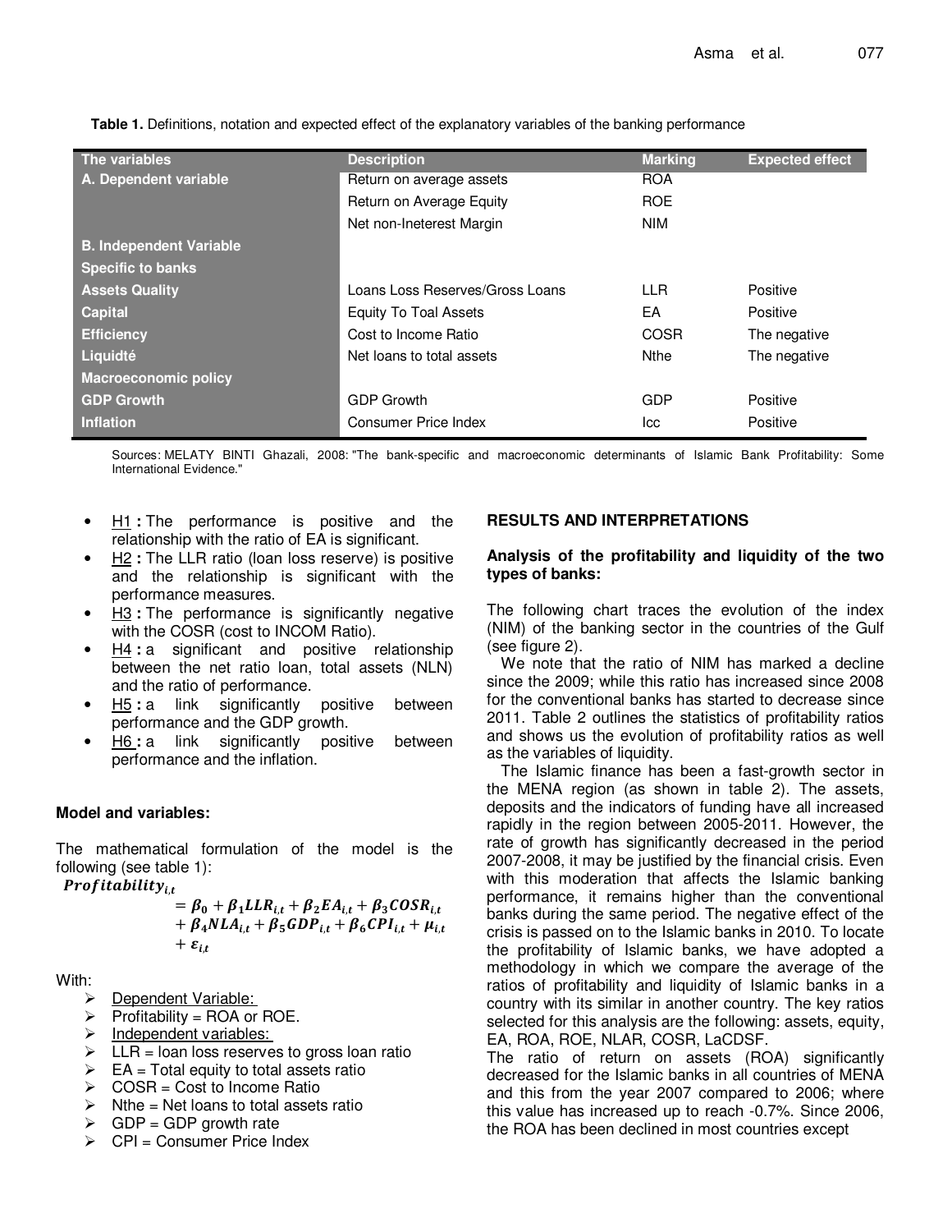**Table 1.** Definitions, notation and expected effect of the explanatory variables of the banking performance

| The variables | Description | Marking | Expected effect |
|---|---|---|---|
| **A. Dependent variable** | Return on average assets | ROA | |
| | Return on Average Equity | ROE | |
| | Net non-Ineterest Margin | NIM | |
| **B. Independent Variable** | | | |
| **Specific to banks** | | | |
| **Assets Quality** | Loans Loss Reserves/Gross Loans | LLR | Positive |
| **Capital** | Equity To Toal Assets | EA | Positive |
| **Efficiency** | Cost to Income Ratio | COSR | The negative |
| **Liquidté** | Net loans to total assets | Nthe | The negative |
| **Macroeconomic policy** | | | |
| **GDP Growth** | GDP Growth | GDP | Positive |
| **Inflation** | Consumer Price Index | Icc | Positive |

Sources: MELATY BINTI Ghazali, 2008: "The bank-specific and macroeconomic determinants of Islamic Bank Profitability: Some International Evidence."

- H1 **:** The performance is positive and the relationship with the ratio of EA is significant.
- H2 **:** The LLR ratio (loan loss reserve) is positive and the relationship is significant with the performance measures.
- H3 **:** The performance is significantly negative with the COSR (cost to INCOM Ratio).
- H4 **:** a significant and positive relationship between the net ratio loan, total assets (NLN) and the ratio of performance.
- H5 **:** a link significantly positive between performance and the GDP growth.
- H6 **:** a link significantly positive between performance and the inflation.

### Model and variables:

The mathematical formulation of the model is the following (see table 1):

$$\boldsymbol{Profitability_{i,t} = \beta_0 + \beta_1 LLR_{i,t} + \beta_2 EA_{i,t} + \beta_3 COSR_{i,t} + \beta_4 NLA_{i,t} + \beta_5 GDP_{i,t} + \beta_6 CPI_{i,t} + \mu_{i,t} + \varepsilon_{i,t}}$$

With:

- Dependent Variable:
- Profitability = ROA or ROE.
- Independent variables:
- LLR = loan loss reserves to gross loan ratio
- EA = Total equity to total assets ratio
- COSR = Cost to Income Ratio
- Nthe = Net loans to total assets ratio
- GDP = GDP growth rate
- CPI = Consumer Price Index

## RESULTS AND INTERPRETATIONS

### Analysis of the profitability and liquidity of the two types of banks:

The following chart traces the evolution of the index (NIM) of the banking sector in the countries of the Gulf (see figure 2).

We note that the ratio of NIM has marked a decline since the 2009; while this ratio has increased since 2008 for the conventional banks has started to decrease since 2011. Table 2 outlines the statistics of profitability ratios and shows us the evolution of profitability ratios as well as the variables of liquidity.

The Islamic finance has been a fast-growth sector in the MENA region (as shown in table 2). The assets, deposits and the indicators of funding have all increased rapidly in the region between 2005-2011. However, the rate of growth has significantly decreased in the period 2007-2008, it may be justified by the financial crisis. Even with this moderation that affects the Islamic banking performance, it remains higher than the conventional banks during the same period. The negative effect of the crisis is passed on to the Islamic banks in 2010. To locate the profitability of Islamic banks, we have adopted a methodology in which we compare the average of the ratios of profitability and liquidity of Islamic banks in a country with its similar in another country. The key ratios selected for this analysis are the following: assets, equity, EA, ROA, ROE, NLAR, COSR, LaCDSF.

The ratio of return on assets (ROA) significantly decreased for the Islamic banks in all countries of MENA and this from the year 2007 compared to 2006; where this value has increased up to reach -0.7%. Since 2006, the ROA has been declined in most countries except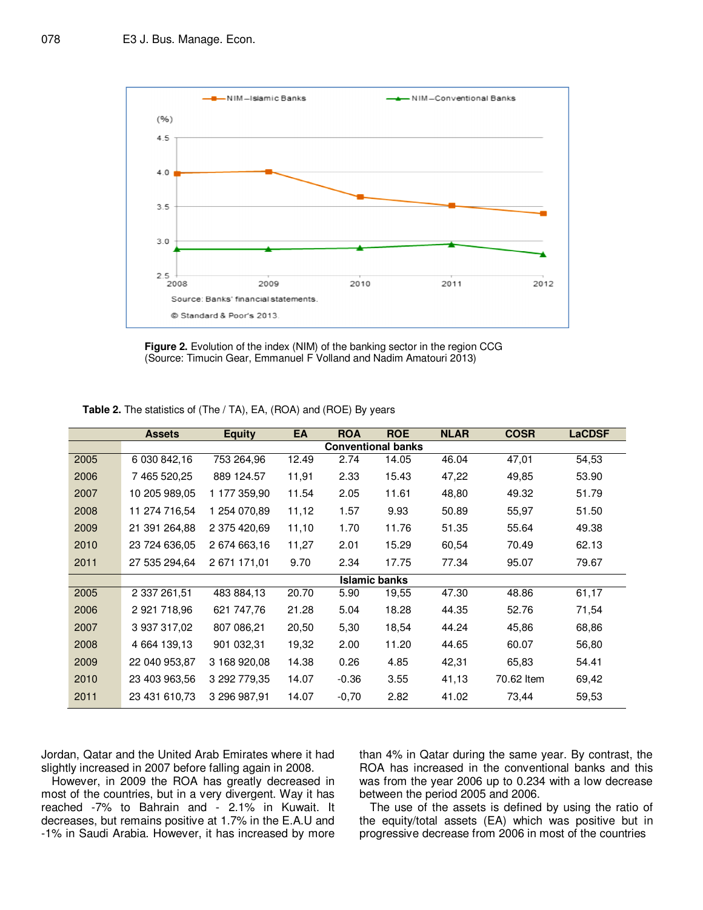Figure 2. Evolution of the index (NIM) of the banking sector in the region CCG (Source: Timucin Gear, Emmanuel F Volland and Nadim Amatouri 2013)

**Table 2.** The statistics of (The / TA), EA, (ROA) and (ROE) By years

| | Assets | Equity | EA | ROA | ROE | NLAR | COSR | LaCDSF |
|---|---|---|---|---|---|---|---|---|
| | **Conventional banks** | | | | | | | |
| 2005 | 6 030 842,16 | 753 264,96 | 12.49 | 2.74 | 14.05 | 46.04 | 47,01 | 54,53 |
| 2006 | 7 465 520,25 | 889 124.57 | 11,91 | 2.33 | 15.43 | 47,22 | 49,85 | 53.90 |
| 2007 | 10 205 989,05 | 1 177 359,90 | 11.54 | 2.05 | 11.61 | 48,80 | 49.32 | 51.79 |
| 2008 | 11 274 716,54 | 1 254 070,89 | 11,12 | 1.57 | 9.93 | 50.89 | 55,97 | 51.50 |
| 2009 | 21 391 264,88 | 2 375 420,69 | 11,10 | 1.70 | 11.76 | 51.35 | 55.64 | 49.38 |
| 2010 | 23 724 636,05 | 2 674 663,16 | 11,27 | 2.01 | 15.29 | 60,54 | 70.49 | 62.13 |
| 2011 | 27 535 294,64 | 2 671 171,01 | 9.70 | 2.34 | 17.75 | 77.34 | 95.07 | 79.67 |
| | **Islamic banks** | | | | | | | |
| 2005 | 2 337 261,51 | 483 884,13 | 20.70 | 5.90 | 19,55 | 47.30 | 48.86 | 61,17 |
| 2006 | 2 921 718,96 | 621 747,76 | 21.28 | 5.04 | 18.28 | 44.35 | 52.76 | 71,54 |
| 2007 | 3 937 317,02 | 807 086,21 | 20,50 | 5,30 | 18,54 | 44.24 | 45,86 | 68,86 |
| 2008 | 4 664 139,13 | 901 032,31 | 19,32 | 2.00 | 11.20 | 44.65 | 60.07 | 56,80 |
| 2009 | 22 040 953,87 | 3 168 920,08 | 14.38 | 0.26 | 4.85 | 42,31 | 65,83 | 54.41 |
| 2010 | 23 403 963,56 | 3 292 779,35 | 14.07 | -0.36 | 3.55 | 41,13 | 70.62 Item | 69,42 |
| 2011 | 23 431 610,73 | 3 296 987,91 | 14.07 | -0,70 | 2.82 | 41.02 | 73,44 | 59,53 |

Jordan, Qatar and the United Arab Emirates where it had slightly increased in 2007 before falling again in 2008.

However, in 2009 the ROA has greatly decreased in most of the countries, but in a very divergent. Way it has reached -7% to Bahrain and - 2.1% in Kuwait. It decreases, but remains positive at 1.7% in the E.A.U and -1% in Saudi Arabia. However, it has increased by more than 4% in Qatar during the same year. By contrast, the ROA has increased in the conventional banks and this was from the year 2006 up to 0.234 with a low decrease between the period 2005 and 2006.

The use of the assets is defined by using the ratio of the equity/total assets (EA) which was positive but in progressive decrease from 2006 in most of the countries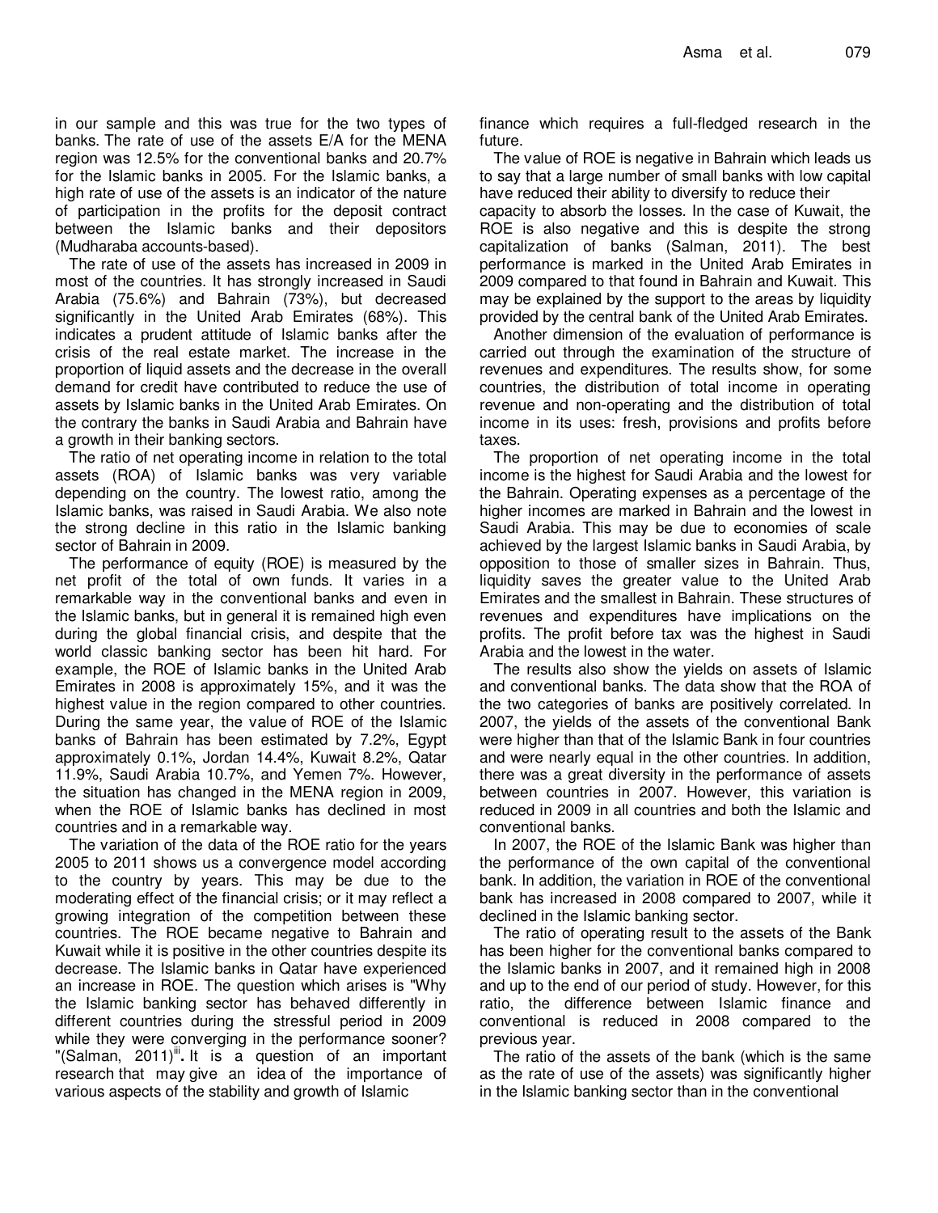in our sample and this was true for the two types of banks. The rate of use of the assets E/A for the MENA region was 12.5% for the conventional banks and 20.7% for the Islamic banks in 2005. For the Islamic banks, a high rate of use of the assets is an indicator of the nature of participation in the profits for the deposit contract between the Islamic banks and their depositors (Mudharaba accounts-based).

The rate of use of the assets has increased in 2009 in most of the countries. It has strongly increased in Saudi Arabia (75.6%) and Bahrain (73%), but decreased significantly in the United Arab Emirates (68%). This indicates a prudent attitude of Islamic banks after the crisis of the real estate market. The increase in the proportion of liquid assets and the decrease in the overall demand for credit have contributed to reduce the use of assets by Islamic banks in the United Arab Emirates. On the contrary the banks in Saudi Arabia and Bahrain have a growth in their banking sectors.

The ratio of net operating income in relation to the total assets (ROA) of Islamic banks was very variable depending on the country. The lowest ratio, among the Islamic banks, was raised in Saudi Arabia. We also note the strong decline in this ratio in the Islamic banking sector of Bahrain in 2009.

The performance of equity (ROE) is measured by the net profit of the total of own funds. It varies in a remarkable way in the conventional banks and even in the Islamic banks, but in general it is remained high even during the global financial crisis, and despite that the world classic banking sector has been hit hard. For example, the ROE of Islamic banks in the United Arab Emirates in 2008 is approximately 15%, and it was the highest value in the region compared to other countries. During the same year, the value of ROE of the Islamic banks of Bahrain has been estimated by 7.2%, Egypt approximately 0.1%, Jordan 14.4%, Kuwait 8.2%, Qatar 11.9%, Saudi Arabia 10.7%, and Yemen 7%. However, the situation has changed in the MENA region in 2009, when the ROE of Islamic banks has declined in most countries and in a remarkable way.

The variation of the data of the ROE ratio for the years 2005 to 2011 shows us a convergence model according to the country by years. This may be due to the moderating effect of the financial crisis; or it may reflect a growing integration of the competition between these countries. The ROE became negative to Bahrain and Kuwait while it is positive in the other countries despite its decrease. The Islamic banks in Qatar have experienced an increase in ROE. The question which arises is "Why the Islamic banking sector has behaved differently in different countries during the stressful period in 2009 while they were converging in the performance sooner? "(Salman, 2011)[iii]. It is a question of an important research that may give an idea of the importance of various aspects of the stability and growth of Islamic finance which requires a full-fledged research in the future.

The value of ROE is negative in Bahrain which leads us to say that a large number of small banks with low capital have reduced their ability to diversify to reduce their capacity to absorb the losses. In the case of Kuwait, the ROE is also negative and this is despite the strong capitalization of banks (Salman, 2011). The best performance is marked in the United Arab Emirates in 2009 compared to that found in Bahrain and Kuwait. This may be explained by the support to the areas by liquidity provided by the central bank of the United Arab Emirates.

Another dimension of the evaluation of performance is carried out through the examination of the structure of revenues and expenditures. The results show, for some countries, the distribution of total income in operating revenue and non-operating and the distribution of total income in its uses: fresh, provisions and profits before taxes.

The proportion of net operating income in the total income is the highest for Saudi Arabia and the lowest for the Bahrain. Operating expenses as a percentage of the higher incomes are marked in Bahrain and the lowest in Saudi Arabia. This may be due to economies of scale achieved by the largest Islamic banks in Saudi Arabia, by opposition to those of smaller sizes in Bahrain. Thus, liquidity saves the greater value to the United Arab Emirates and the smallest in Bahrain. These structures of revenues and expenditures have implications on the profits. The profit before tax was the highest in Saudi Arabia and the lowest in the water.

The results also show the yields on assets of Islamic and conventional banks. The data show that the ROA of the two categories of banks are positively correlated. In 2007, the yields of the assets of the conventional Bank were higher than that of the Islamic Bank in four countries and were nearly equal in the other countries. In addition, there was a great diversity in the performance of assets between countries in 2007. However, this variation is reduced in 2009 in all countries and both the Islamic and conventional banks.

In 2007, the ROE of the Islamic Bank was higher than the performance of the own capital of the conventional bank. In addition, the variation in ROE of the conventional bank has increased in 2008 compared to 2007, while it declined in the Islamic banking sector.

The ratio of operating result to the assets of the Bank has been higher for the conventional banks compared to the Islamic banks in 2007, and it remained high in 2008 and up to the end of our period of study. However, for this ratio, the difference between Islamic finance and conventional is reduced in 2008 compared to the previous year.

The ratio of the assets of the bank (which is the same as the rate of use of the assets) was significantly higher in the Islamic banking sector than in the conventional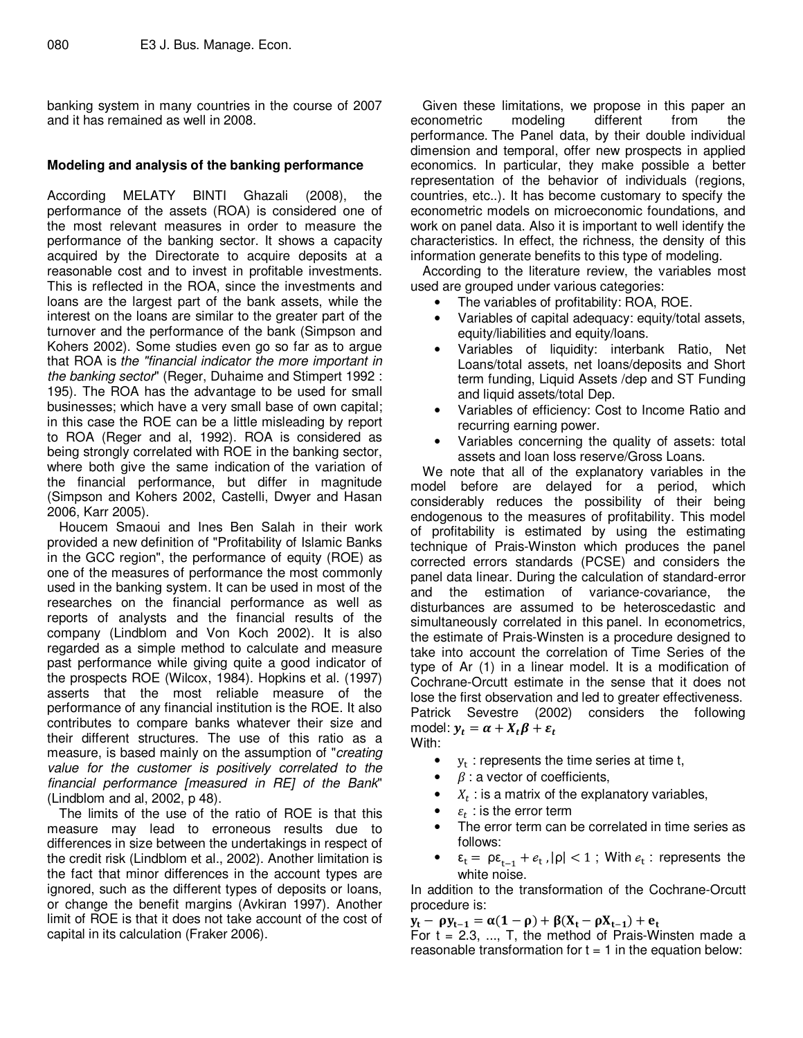banking system in many countries in the course of 2007 and it has remained as well in 2008.

## Modeling and analysis of the banking performance

According MELATY BINTI Ghazali (2008), the performance of the assets (ROA) is considered one of the most relevant measures in order to measure the performance of the banking sector. It shows a capacity acquired by the Directorate to acquire deposits at a reasonable cost and to invest in profitable investments. This is reflected in the ROA, since the investments and loans are the largest part of the bank assets, while the interest on the loans are similar to the greater part of the turnover and the performance of the bank (Simpson and Kohers 2002). Some studies even go so far as to argue that ROA is *the "financial indicator the more important in the banking sector*" (Reger, Duhaime and Stimpert 1992 : 195). The ROA has the advantage to be used for small businesses; which have a very small base of own capital; in this case the ROE can be a little misleading by report to ROA (Reger and al, 1992). ROA is considered as being strongly correlated with ROE in the banking sector, where both give the same indication of the variation of the financial performance, but differ in magnitude (Simpson and Kohers 2002, Castelli, Dwyer and Hasan 2006, Karr 2005).

Houcem Smaoui and Ines Ben Salah in their work provided a new definition of "Profitability of Islamic Banks in the GCC region", the performance of equity (ROE) as one of the measures of performance the most commonly used in the banking system. It can be used in most of the researches on the financial performance as well as reports of analysts and the financial results of the company (Lindblom and Von Koch 2002). It is also regarded as a simple method to calculate and measure past performance while giving quite a good indicator of the prospects ROE (Wilcox, 1984). Hopkins et al. (1997) asserts that the most reliable measure of the performance of any financial institution is the ROE. It also contributes to compare banks whatever their size and their different structures. The use of this ratio as a measure, is based mainly on the assumption of "*creating value for the customer is positively correlated to the financial performance [measured in RE] of the Bank*" (Lindblom and al, 2002, p 48).

The limits of the use of the ratio of ROE is that this measure may lead to erroneous results due to differences in size between the undertakings in respect of the credit risk (Lindblom et al., 2002). Another limitation is the fact that minor differences in the account types are ignored, such as the different types of deposits or loans, or change the benefit margins (Avkiran 1997). Another limit of ROE is that it does not take account of the cost of capital in its calculation (Fraker 2006).

Given these limitations, we propose in this paper an econometric modeling different from the performance. The Panel data, by their double individual dimension and temporal, offer new prospects in applied economics. In particular, they make possible a better representation of the behavior of individuals (regions, countries, etc..). It has become customary to specify the econometric models on microeconomic foundations, and work on panel data. Also it is important to well identify the characteristics. In effect, the richness, the density of this information generate benefits to this type of modeling.

According to the literature review, the variables most used are grouped under various categories:

- The variables of profitability: ROA, ROE.
- Variables of capital adequacy: equity/total assets, equity/liabilities and equity/loans.
- Variables of liquidity: interbank Ratio, Net Loans/total assets, net loans/deposits and Short term funding, Liquid Assets /dep and ST Funding and liquid assets/total Dep.
- Variables of efficiency: Cost to Income Ratio and recurring earning power.
- Variables concerning the quality of assets: total assets and loan loss reserve/Gross Loans.

We note that all of the explanatory variables in the model before are delayed for a period, which considerably reduces the possibility of their being endogenous to the measures of profitability. This model of profitability is estimated by using the estimating technique of Prais-Winston which produces the panel corrected errors standards (PCSE) and considers the panel data linear. During the calculation of standard-error and the estimation of variance-covariance, the disturbances are assumed to be heteroscedastic and simultaneously correlated in this panel. In econometrics, the estimate of Prais-Winsten is a procedure designed to take into account the correlation of Time Series of the type of Ar (1) in a linear model. It is a modification of Cochrane-Orcutt estimate in the sense that it does not lose the first observation and led to greater effectiveness. Patrick Sevestre (2002) considers the following model: $y_t = \alpha + X_t\beta + \varepsilon_t$

With:

- $y_t$ : represents the time series at time t,
- $\beta$ : a vector of coefficients,
- $X_t$ : is a matrix of the explanatory variables,
- $\varepsilon_t$ : is the error term
- The error term can be correlated in time series as follows:
- $\varepsilon_t = \rho\varepsilon_{t-1} + e_t$ , $|\rho| < 1$ ; With $e_t$ : represents the white noise.

In addition to the transformation of the Cochrane-Orcutt procedure is:

$$\mathbf{y_t - \rho y_{t-1} = \alpha(1-\rho) + \beta(X_t - \rho X_{t-1}) + e_t}$$

For t = 2.3, ..., T, the method of Prais-Winsten made a reasonable transformation for t = 1 in the equation below: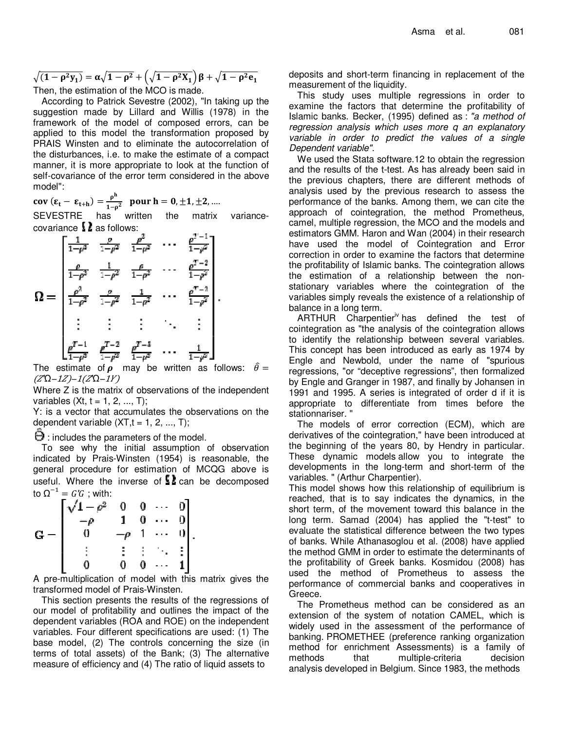$$\sqrt{(1-\rho^2 y_1)} = \alpha\sqrt{1-\rho^2} + \left(\sqrt{1-\rho^2 X_1}\right)\beta + \sqrt{1-\rho^2 e_1}$$

Then, the estimation of the MCO is made.

According to Patrick Sevestre (2002), "In taking up the suggestion made by Lillard and Willis (1978) in the framework of the model of composed errors, can be applied to this model the transformation proposed by PRAIS Winsten and to eliminate the autocorrelation of the disturbances, i.e. to make the estimate of a compact manner, it is more appropriate to look at the function of self-covariance of the error term considered in the above model":

$$\mathbf{cov}\ (\varepsilon_t - \varepsilon_{t+h}) = \frac{\rho^h}{1-\rho^2} \quad \mathbf{pour}\ h = 0, \pm 1, \pm 2, \ldots$$

SEVESTRE has written the matrix variance-covariance $\Omega$ as follows:

$$\Omega = \begin{bmatrix} \frac{1}{1-\rho^2} & \frac{\rho}{1-\rho^2} & \frac{\rho^2}{1-\rho^2} & \cdots & \frac{\rho^{T-1}}{1-\rho^2} \\ \frac{\rho}{1-\rho^2} & \frac{1}{1-\rho^2} & \frac{\rho}{1-\rho^2} & \cdots & \frac{\rho^{T-2}}{1-\rho^2} \\ \frac{\rho^2}{1-\rho^2} & \frac{\rho}{1-\rho^2} & \frac{1}{1-\rho^2} & \cdots & \frac{\rho^{T-3}}{1-\rho^2} \\ \vdots & \vdots & \vdots & \ddots & \vdots \\ \frac{\rho^{T-1}}{1-\rho^2} & \frac{\rho^{T-2}}{1-\rho^2} & \frac{\rho^{T-3}}{1-\rho^2} & \cdots & \frac{1}{1-\rho^2} \end{bmatrix}.$$

The estimate of $\rho$ may be written as follows: $\hat{\theta} = (Z'\Omega{-}1Z){-}1(Z'\Omega{-}1Y)$

Where Z is the matrix of observations of the independent variables (Xt, t = 1, 2, ..., T);

Y: is a vector that accumulates the observations on the dependent variable (XT,t = 1, 2, ..., T);

$\hat{\Theta}$ : includes the parameters of the model.

To see why the initial assumption of observation indicated by Prais-Winsten (1954) is reasonable, the general procedure for estimation of MCQG above is useful. Where the inverse of $\Omega$ can be decomposed to $\Omega^{-1} = G'G$ ; with:

$$G = \begin{bmatrix} \sqrt{1-\rho^2} & 0 & 0 & \cdots & 0 \\ -\rho & 1 & 0 & \cdots & 0 \\ 0 & -\rho & 1 & \cdots & 0 \\ \vdots & \vdots & \vdots & \ddots & \vdots \\ 0 & 0 & 0 & \cdots & 1 \end{bmatrix}.$$

A pre-multiplication of model with this matrix gives the transformed model of Prais-Winsten.

This section presents the results of the regressions of our model of profitability and outlines the impact of the dependent variables (ROA and ROE) on the independent variables. Four different specifications are used: (1) The base model, (2) The controls concerning the size (in terms of total assets) of the Bank; (3) The alternative measure of efficiency and (4) The ratio of liquid assets to deposits and short-term financing in replacement of the measurement of the liquidity.

This study uses multiple regressions in order to examine the factors that determine the profitability of Islamic banks. Becker, (1995) defined as : *"a method of regression analysis which uses more q an explanatory variable in order to predict the values of a single Dependent variable".*

We used the Stata software.12 to obtain the regression and the results of the t-test. As has already been said in the previous chapters, there are different methods of analysis used by the previous research to assess the performance of the banks. Among them, we can cite the approach of cointegration, the method Prometheus, camel, multiple regression, the MCO and the models and estimators GMM. Haron and Wan (2004) in their research have used the model of Cointegration and Error correction in order to examine the factors that determine the profitability of Islamic banks. The cointegration allows the estimation of a relationship between the non-stationary variables where the cointegration of the variables simply reveals the existence of a relationship of balance in a long term.

ARTHUR Charpentier[iv] has defined the test of cointegration as "the analysis of the cointegration allows to identify the relationship between several variables. This concept has been introduced as early as 1974 by Engle and Newbold, under the name of "spurious regressions, "or "deceptive regressions", then formalized by Engle and Granger in 1987, and finally by Johansen in 1991 and 1995. A series is integrated of order d if it is appropriate to differentiate from times before the stationnariser. "

The models of error correction (ECM), which are derivatives of the cointegration," have been introduced at the beginning of the years 80, by Hendry in particular. These dynamic models allow you to integrate the developments in the long-term and short-term of the variables. " (Arthur Charpentier).

This model shows how this relationship of equilibrium is reached, that is to say indicates the dynamics, in the short term, of the movement toward this balance in the long term. Samad (2004) has applied the "t-test" to evaluate the statistical difference between the two types of banks. While Athanasoglou et al. (2008) have applied the method GMM in order to estimate the determinants of the profitability of Greek banks. Kosmidou (2008) has used the method of Prometheus to assess the performance of commercial banks and cooperatives in Greece.

The Prometheus method can be considered as an extension of the system of notation CAMEL, which is widely used in the assessment of the performance of banking. PROMETHEE (preference ranking organization method for enrichment Assessments) is a family of methods that multiple-criteria decision analysis developed in Belgium. Since 1983, the methods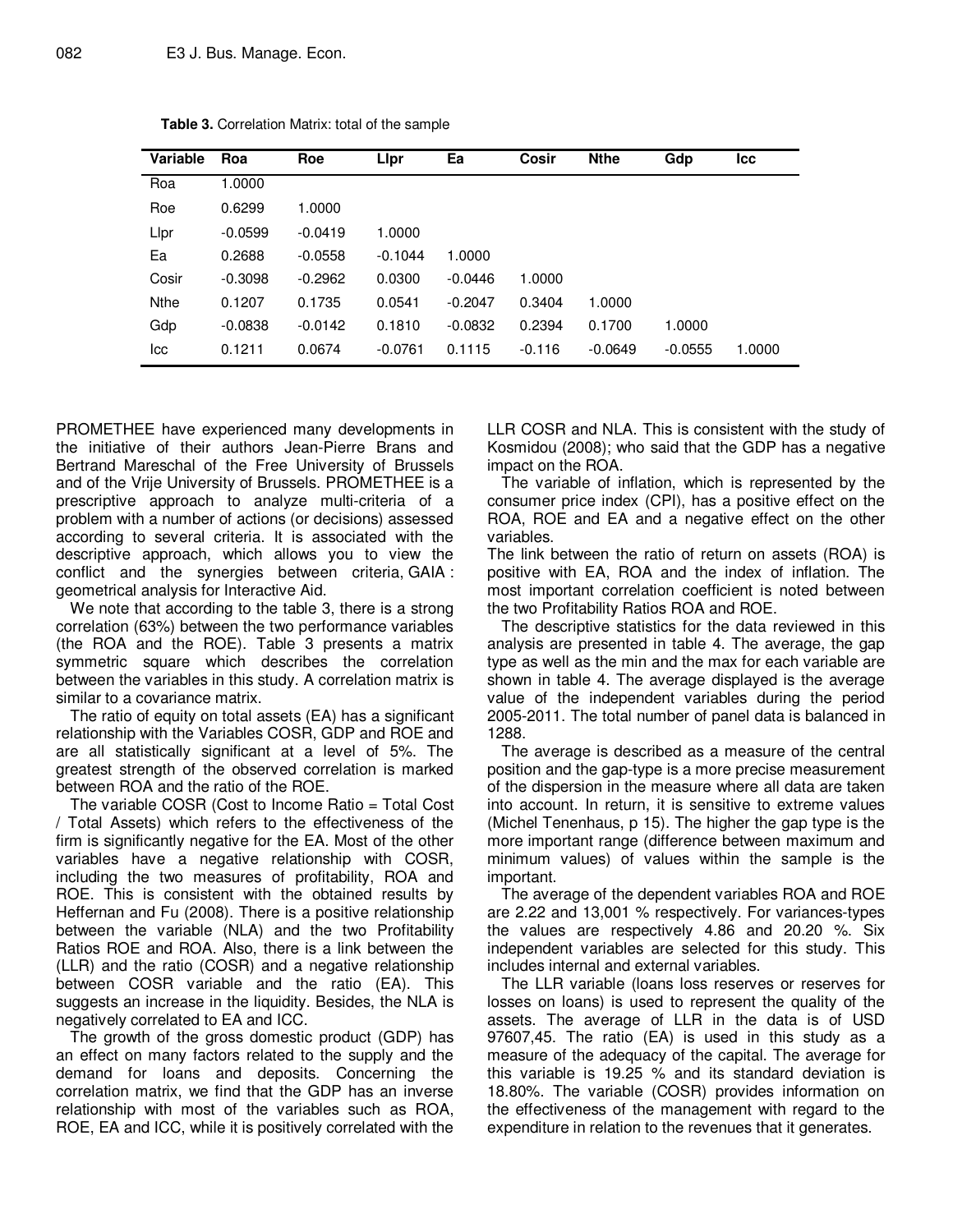**Table 3.** Correlation Matrix: total of the sample

| Variable | Roa | Roe | Llpr | Ea | Cosir | Nthe | Gdp | Icc |
|---|---|---|---|---|---|---|---|---|
| Roa | 1.0000 | | | | | | | |
| Roe | 0.6299 | 1.0000 | | | | | | |
| Llpr | -0.0599 | -0.0419 | 1.0000 | | | | | |
| Ea | 0.2688 | -0.0558 | -0.1044 | 1.0000 | | | | |
| Cosir | -0.3098 | -0.2962 | 0.0300 | -0.0446 | 1.0000 | | | |
| Nthe | 0.1207 | 0.1735 | 0.0541 | -0.2047 | 0.3404 | 1.0000 | | |
| Gdp | -0.0838 | -0.0142 | 0.1810 | -0.0832 | 0.2394 | 0.1700 | 1.0000 | |
| Icc | 0.1211 | 0.0674 | -0.0761 | 0.1115 | -0.116 | -0.0649 | -0.0555 | 1.0000 |

PROMETHEE have experienced many developments in the initiative of their authors Jean-Pierre Brans and Bertrand Mareschal of the Free University of Brussels and of the Vrije University of Brussels. PROMETHEE is a prescriptive approach to analyze multi-criteria of a problem with a number of actions (or decisions) assessed according to several criteria. It is associated with the descriptive approach, which allows you to view the conflict and the synergies between criteria, GAIA : geometrical analysis for Interactive Aid.

We note that according to the table 3, there is a strong correlation (63%) between the two performance variables (the ROA and the ROE). Table 3 presents a matrix symmetric square which describes the correlation between the variables in this study. A correlation matrix is similar to a covariance matrix.

The ratio of equity on total assets (EA) has a significant relationship with the Variables COSR, GDP and ROE and are all statistically significant at a level of 5%. The greatest strength of the observed correlation is marked between ROA and the ratio of the ROE.

The variable COSR (Cost to Income Ratio = Total Cost / Total Assets) which refers to the effectiveness of the firm is significantly negative for the EA. Most of the other variables have a negative relationship with COSR, including the two measures of profitability, ROA and ROE. This is consistent with the obtained results by Heffernan and Fu (2008). There is a positive relationship between the variable (NLA) and the two Profitability Ratios ROE and ROA. Also, there is a link between the (LLR) and the ratio (COSR) and a negative relationship between COSR variable and the ratio (EA). This suggests an increase in the liquidity. Besides, the NLA is negatively correlated to EA and ICC.

The growth of the gross domestic product (GDP) has an effect on many factors related to the supply and the demand for loans and deposits. Concerning the correlation matrix, we find that the GDP has an inverse relationship with most of the variables such as ROA, ROE, EA and ICC, while it is positively correlated with the LLR COSR and NLA. This is consistent with the study of Kosmidou (2008); who said that the GDP has a negative impact on the ROA.

The variable of inflation, which is represented by the consumer price index (CPI), has a positive effect on the ROA, ROE and EA and a negative effect on the other variables.

The link between the ratio of return on assets (ROA) is positive with EA, ROA and the index of inflation. The most important correlation coefficient is noted between the two Profitability Ratios ROA and ROE.

The descriptive statistics for the data reviewed in this analysis are presented in table 4. The average, the gap type as well as the min and the max for each variable are shown in table 4. The average displayed is the average value of the independent variables during the period 2005-2011. The total number of panel data is balanced in 1288.

The average is described as a measure of the central position and the gap-type is a more precise measurement of the dispersion in the measure where all data are taken into account. In return, it is sensitive to extreme values (Michel Tenenhaus, p 15). The higher the gap type is the more important range (difference between maximum and minimum values) of values within the sample is the important.

The average of the dependent variables ROA and ROE are 2.22 and 13,001 % respectively. For variances-types the values are respectively 4.86 and 20.20 %. Six independent variables are selected for this study. This includes internal and external variables.

The LLR variable (loans loss reserves or reserves for losses on loans) is used to represent the quality of the assets. The average of LLR in the data is of USD 97607,45. The ratio (EA) is used in this study as a measure of the adequacy of the capital. The average for this variable is 19.25 % and its standard deviation is 18.80%. The variable (COSR) provides information on the effectiveness of the management with regard to the expenditure in relation to the revenues that it generates.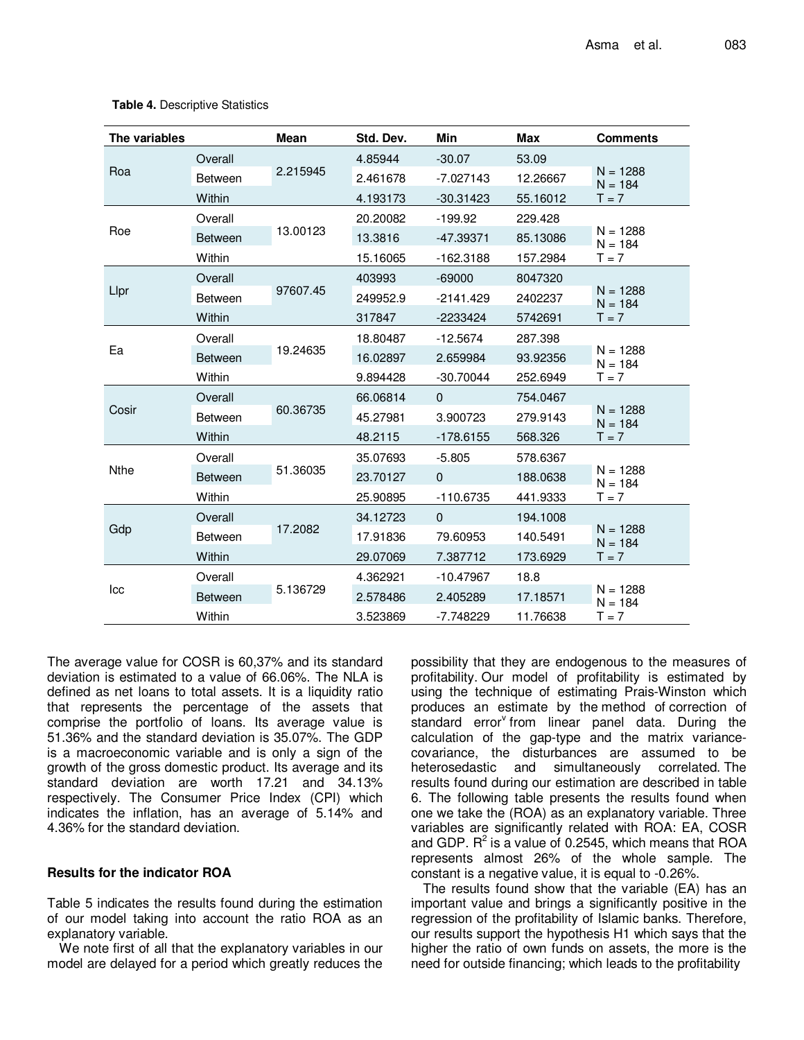**Table 4.** Descriptive Statistics

| The variables | | Mean | Std. Dev. | Min | Max | Comments |
|---|---|---|---|---|---|---|
| Roa | Overall | 2.215945 | 4.85944 | -30.07 | 53.09 | N = 1288 |
| | Between | | 2.461678 | -7.027143 | 12.26667 | N = 184 |
| | Within | | 4.193173 | -30.31423 | 55.16012 | T = 7 |
| Roe | Overall | 13.00123 | 20.20082 | -199.92 | 229.428 | N = 1288 |
| | Between | | 13.3816 | -47.39371 | 85.13086 | N = 184 |
| | Within | | 15.16065 | -162.3188 | 157.2984 | T = 7 |
| Llpr | Overall | 97607.45 | 403993 | -69000 | 8047320 | N = 1288 |
| | Between | | 249952.9 | -2141.429 | 2402237 | N = 184 |
| | Within | | 317847 | -2233424 | 5742691 | T = 7 |
| Ea | Overall | 19.24635 | 18.80487 | -12.5674 | 287.398 | N = 1288 |
| | Between | | 16.02897 | 2.659984 | 93.92356 | N = 184 |
| | Within | | 9.894428 | -30.70044 | 252.6949 | T = 7 |
| Cosir | Overall | 60.36735 | 66.06814 | 0 | 754.0467 | N = 1288 |
| | Between | | 45.27981 | 3.900723 | 279.9143 | N = 184 |
| | Within | | 48.2115 | -178.6155 | 568.326 | T = 7 |
| Nthe | Overall | 51.36035 | 35.07693 | -5.805 | 578.6367 | N = 1288 |
| | Between | | 23.70127 | 0 | 188.0638 | N = 184 |
| | Within | | 25.90895 | -110.6735 | 441.9333 | T = 7 |
| Gdp | Overall | 17.2082 | 34.12723 | 0 | 194.1008 | N = 1288 |
| | Between | | 17.91836 | 79.60953 | 140.5491 | N = 184 |
| | Within | | 29.07069 | 7.387712 | 173.6929 | T = 7 |
| Icc | Overall | 5.136729 | 4.362921 | -10.47967 | 18.8 | N = 1288 |
| | Between | | 2.578486 | 2.405289 | 17.18571 | N = 184 |
| | Within | | 3.523869 | -7.748229 | 11.76638 | T = 7 |

The average value for COSR is 60,37% and its standard deviation is estimated to a value of 66.06%. The NLA is defined as net loans to total assets. It is a liquidity ratio that represents the percentage of the assets that comprise the portfolio of loans. Its average value is 51.36% and the standard deviation is 35.07%. The GDP is a macroeconomic variable and is only a sign of the growth of the gross domestic product. Its average and its standard deviation are worth 17.21 and 34.13% respectively. The Consumer Price Index (CPI) which indicates the inflation, has an average of 5.14% and 4.36% for the standard deviation.

## Results for the indicator ROA

Table 5 indicates the results found during the estimation of our model taking into account the ratio ROA as an explanatory variable.

We note first of all that the explanatory variables in our model are delayed for a period which greatly reduces the possibility that they are endogenous to the measures of profitability. Our model of profitability is estimated by using the technique of estimating Prais-Winston which produces an estimate by the method of correction of standard error[v] from linear panel data. During the calculation of the gap-type and the matrix variance-covariance, the disturbances are assumed to be heterosedastic and simultaneously correlated. The results found during our estimation are described in table 6. The following table presents the results found when one we take the (ROA) as an explanatory variable. Three variables are significantly related with ROA: EA, COSR and GDP. $R^2$ is a value of 0.2545, which means that ROA represents almost 26% of the whole sample. The constant is a negative value, it is equal to -0.26%.

The results found show that the variable (EA) has an important value and brings a significantly positive in the regression of the profitability of Islamic banks. Therefore, our results support the hypothesis H1 which says that the higher the ratio of own funds on assets, the more is the need for outside financing; which leads to the profitability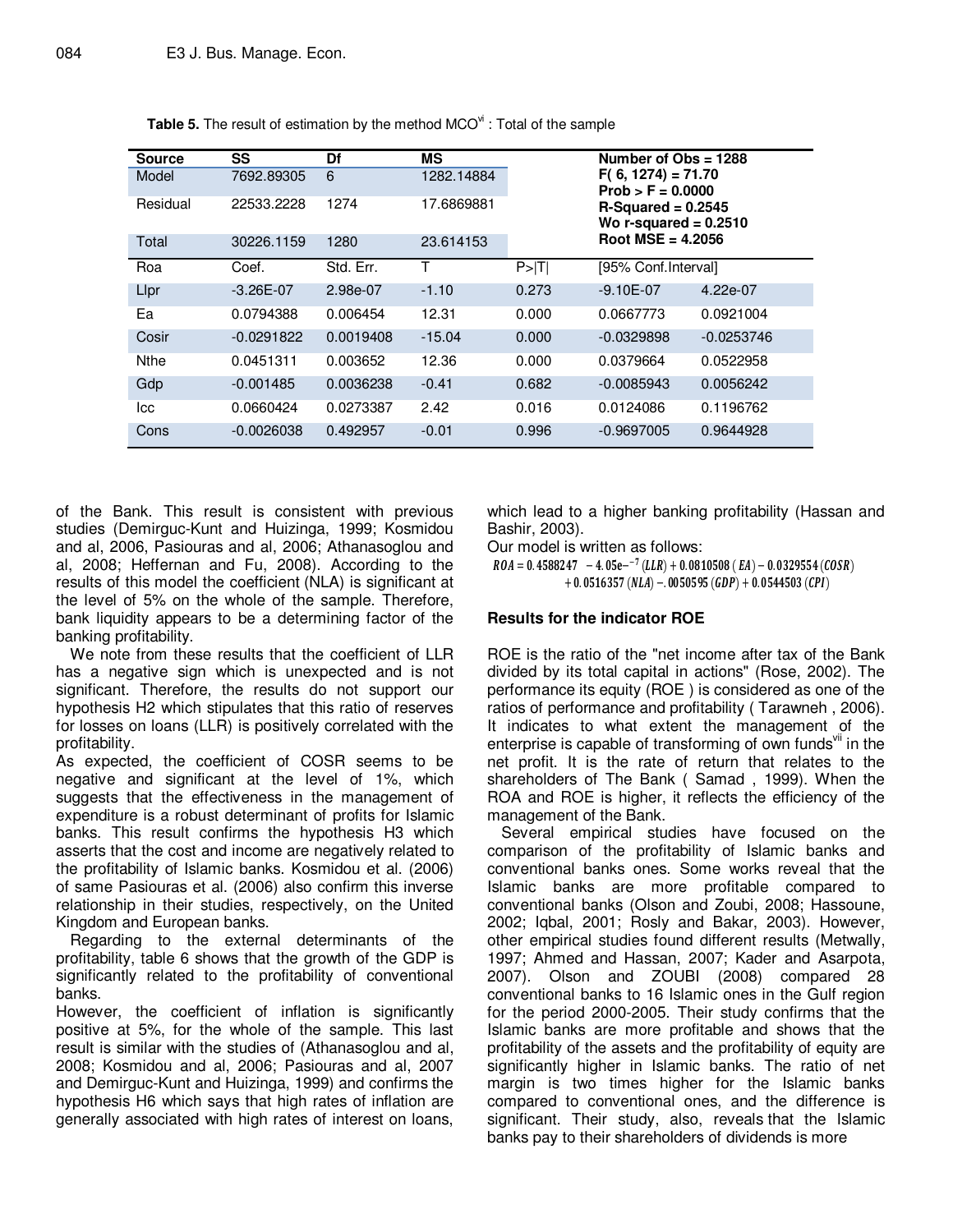**Table 5.** The result of estimation by the method MCO[vi] : Total of the sample

| Source | SS | Df | MS | | Number of Obs = 1288 | |
|---|---|---|---|---|---|---|
| Model | 7692.89305 | 6 | 1282.14884 | | F( 6, 1274) = 71.70 Prob > F = 0.0000 | |
| Residual | 22533.2228 | 1274 | 17.6869881 | | R-Squared = 0.2545 Wo r-squared = 0.2510 | |
| Total | 30226.1159 | 1280 | 23.614153 | | Root MSE = 4.2056 | |
| Roa | Coef. | Std. Err. | T | P>\|T\| | [95% Conf.Interval] | |
| Llpr | -3.26E-07 | 2.98e-07 | -1.10 | 0.273 | -9.10E-07 | 4.22e-07 |
| Ea | 0.0794388 | 0.006454 | 12.31 | 0.000 | 0.0667773 | 0.0921004 |
| Cosir | -0.0291822 | 0.0019408 | -15.04 | 0.000 | -0.0329898 | -0.0253746 |
| Nthe | 0.0451311 | 0.003652 | 12.36 | 0.000 | 0.0379664 | 0.0522958 |
| Gdp | -0.001485 | 0.0036238 | -0.41 | 0.682 | -0.0085943 | 0.0056242 |
| Icc | 0.0660424 | 0.0273387 | 2.42 | 0.016 | 0.0124086 | 0.1196762 |
| Cons | -0.0026038 | 0.492957 | -0.01 | 0.996 | -0.9697005 | 0.9644928 |

of the Bank. This result is consistent with previous studies (Demirguc-Kunt and Huizinga, 1999; Kosmidou and al, 2006, Pasiouras and al, 2006; Athanasoglou and al, 2008; Heffernan and Fu, 2008). According to the results of this model the coefficient (NLA) is significant at the level of 5% on the whole of the sample. Therefore, bank liquidity appears to be a determining factor of the banking profitability.

We note from these results that the coefficient of LLR has a negative sign which is unexpected and is not significant. Therefore, the results do not support our hypothesis H2 which stipulates that this ratio of reserves for losses on loans (LLR) is positively correlated with the profitability.

As expected, the coefficient of COSR seems to be negative and significant at the level of 1%, which suggests that the effectiveness in the management of expenditure is a robust determinant of profits for Islamic banks. This result confirms the hypothesis H3 which asserts that the cost and income are negatively related to the profitability of Islamic banks. Kosmidou et al. (2006) of same Pasiouras et al. (2006) also confirm this inverse relationship in their studies, respectively, on the United Kingdom and European banks.

Regarding to the external determinants of the profitability, table 6 shows that the growth of the GDP is significantly related to the profitability of conventional banks.

However, the coefficient of inflation is significantly positive at 5%, for the whole of the sample. This last result is similar with the studies of (Athanasoglou and al, 2008; Kosmidou and al, 2006; Pasiouras and al, 2007 and Demirguc-Kunt and Huizinga, 1999) and confirms the hypothesis H6 which says that high rates of inflation are generally associated with high rates of interest on loans, which lead to a higher banking profitability (Hassan and Bashir, 2003).

Our model is written as follows:

$$ROA = 0.4588247 - 4.05e^{-7}(LLR) + 0.0810508\,(EA) - 0.0329554\,(COSR) + 0.0516357\,(NLA) - .00505\,95\,(GDP) + 0.0544503\,(CPI)$$

### Results for the indicator ROE

ROE is the ratio of the "net income after tax of the Bank divided by its total capital in actions" (Rose, 2002). The performance its equity (ROE ) is considered as one of the ratios of performance and profitability ( Tarawneh , 2006). It indicates to what extent the management of the enterprise is capable of transforming of own funds[vii] in the net profit. It is the rate of return that relates to the shareholders of The Bank ( Samad , 1999). When the ROA and ROE is higher, it reflects the efficiency of the management of the Bank.

Several empirical studies have focused on the comparison of the profitability of Islamic banks and conventional banks ones. Some works reveal that the Islamic banks are more profitable compared to conventional banks (Olson and Zoubi, 2008; Hassoune, 2002; Iqbal, 2001; Rosly and Bakar, 2003). However, other empirical studies found different results (Metwally, 1997; Ahmed and Hassan, 2007; Kader and Asarpota, 2007). Olson and ZOUBI (2008) compared 28 conventional banks to 16 Islamic ones in the Gulf region for the period 2000-2005. Their study confirms that the Islamic banks are more profitable and shows that the profitability of the assets and the profitability of equity are significantly higher in Islamic banks. The ratio of net margin is two times higher for the Islamic banks compared to conventional ones, and the difference is significant. Their study, also, reveals that the Islamic banks pay to their shareholders of dividends is more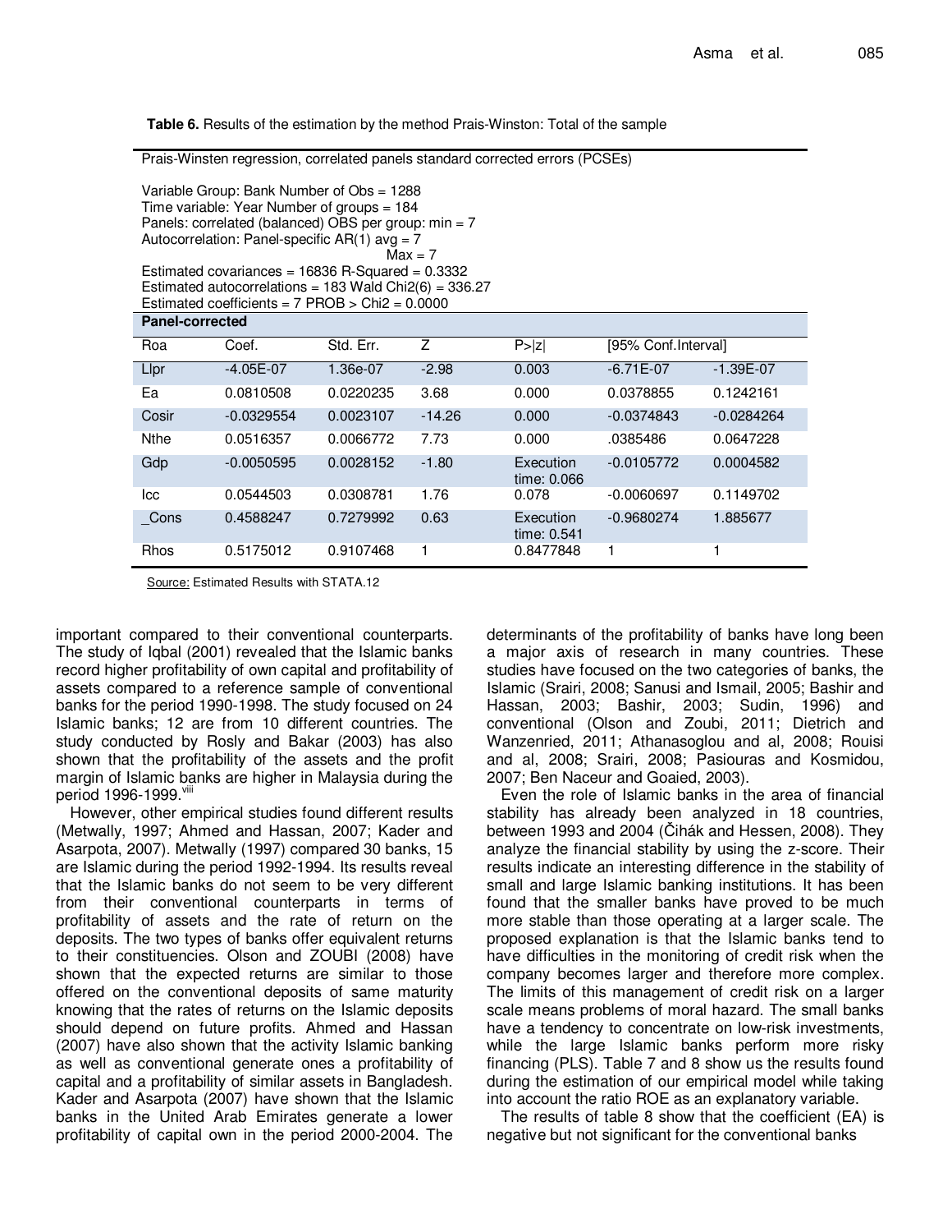**Table 6.** Results of the estimation by the method Prais-Winston: Total of the sample

Prais-Winsten regression, correlated panels standard corrected errors (PCSEs)

Variable Group: Bank Number of Obs = 1288
Time variable: Year Number of groups = 184
Panels: correlated (balanced) OBS per group: min = 7
Autocorrelation: Panel-specific AR(1) avg = 7
Max = 7
Estimated covariances = 16836 R-Squared = 0.3332
Estimated autocorrelations = 183 Wald Chi2(6) = 336.27
Estimated coefficients = 7 PROB > Chi2 = 0.0000

| **Panel-corrected** | | | | | | |
|---|---|---|---|---|---|---|
| Roa | Coef. | Std. Err. | Z | P>\|z\| | [95% Conf.Interval] | |
| Llpr | -4.05E-07 | 1.36e-07 | -2.98 | 0.003 | -6.71E-07 | -1.39E-07 |
| Ea | 0.0810508 | 0.0220235 | 3.68 | 0.000 | 0.0378855 | 0.1242161 |
| Cosir | -0.0329554 | 0.0023107 | -14.26 | 0.000 | -0.0374843 | -0.0284264 |
| Nthe | 0.0516357 | 0.0066772 | 7.73 | 0.000 | .0385486 | 0.0647228 |
| Gdp | -0.0050595 | 0.0028152 | -1.80 | Execution time: 0.066 | -0.0105772 | 0.0004582 |
| Icc | 0.0544503 | 0.0308781 | 1.76 | 0.078 | -0.0060697 | 0.1149702 |
| _Cons | 0.4588247 | 0.7279992 | 0.63 | Execution time: 0.541 | -0.9680274 | 1.885677 |
| Rhos | 0.5175012 | 0.9107468 | 1 | 0.8477848 | 1 | 1 |

Source: Estimated Results with STATA.12

important compared to their conventional counterparts. The study of Iqbal (2001) revealed that the Islamic banks record higher profitability of own capital and profitability of assets compared to a reference sample of conventional banks for the period 1990-1998. The study focused on 24 Islamic banks; 12 are from 10 different countries. The study conducted by Rosly and Bakar (2003) has also shown that the profitability of the assets and the profit margin of Islamic banks are higher in Malaysia during the period 1996-1999.[viii]

However, other empirical studies found different results (Metwally, 1997; Ahmed and Hassan, 2007; Kader and Asarpota, 2007). Metwally (1997) compared 30 banks, 15 are Islamic during the period 1992-1994. Its results reveal that the Islamic banks do not seem to be very different from their conventional counterparts in terms of profitability of assets and the rate of return on the deposits. The two types of banks offer equivalent returns to their constituencies. Olson and ZOUBI (2008) have shown that the expected returns are similar to those offered on the conventional deposits of same maturity knowing that the rates of returns on the Islamic deposits should depend on future profits. Ahmed and Hassan (2007) have also shown that the activity Islamic banking as well as conventional generate ones a profitability of capital and a profitability of similar assets in Bangladesh. Kader and Asarpota (2007) have shown that the Islamic banks in the United Arab Emirates generate a lower profitability of capital own in the period 2000-2004. The determinants of the profitability of banks have long been a major axis of research in many countries. These studies have focused on the two categories of banks, the Islamic (Srairi, 2008; Sanusi and Ismail, 2005; Bashir and Hassan, 2003; Bashir, 2003; Sudin, 1996) and conventional (Olson and Zoubi, 2011; Dietrich and Wanzenried, 2011; Athanasoglou and al, 2008; Rouisi and al, 2008; Srairi, 2008; Pasiouras and Kosmidou, 2007; Ben Naceur and Goaied, 2003).

Even the role of Islamic banks in the area of financial stability has already been analyzed in 18 countries, between 1993 and 2004 (Čihák and Hessen, 2008). They analyze the financial stability by using the z-score. Their results indicate an interesting difference in the stability of small and large Islamic banking institutions. It has been found that the smaller banks have proved to be much more stable than those operating at a larger scale. The proposed explanation is that the Islamic banks tend to have difficulties in the monitoring of credit risk when the company becomes larger and therefore more complex. The limits of this management of credit risk on a larger scale means problems of moral hazard. The small banks have a tendency to concentrate on low-risk investments, while the large Islamic banks perform more risky financing (PLS). Table 7 and 8 show us the results found during the estimation of our empirical model while taking into account the ratio ROE as an explanatory variable.

The results of table 8 show that the coefficient (EA) is negative but not significant for the conventional banks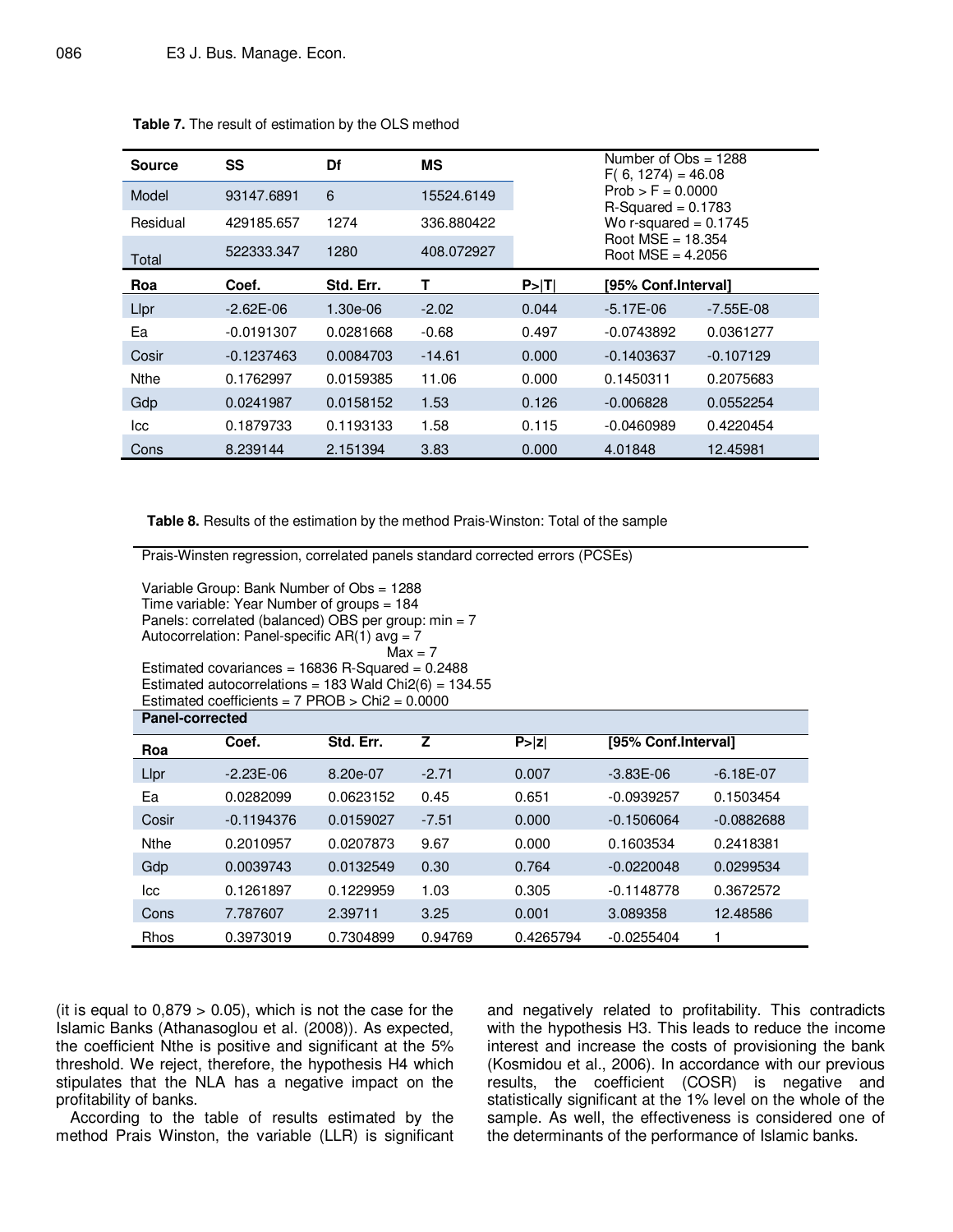**Table 7.** The result of estimation by the OLS method

| Source | SS | Df | MS | | Number of Obs = 1288 |
|---|---|---|---|---|---|
| Model | 93147.6891 | 6 | 15524.6149 | | $F(6, 1274) = 46.08$ |
| Residual | 429185.657 | 1274 | 336.880422 | | Prob > F = 0.0000 |
| Total | 522333.347 | 1280 | 408.072927 | | R-Squared = 0.1783 |
| | | | | | Wo r-squared = 0.1745 |
| | | | | | Root MSE = 18.354 |
| | | | | | Root MSE = 4.2056 |

| Roa | Coef. | Std. Err. | T | P>\|T\| | [95% Conf.Interval] | |
|---|---|---|---|---|---|---|
| Llpr | -2.62E-06 | 1.30e-06 | -2.02 | 0.044 | -5.17E-06 | -7.55E-08 |
| Ea | -0.0191307 | 0.0281668 | -0.68 | 0.497 | -0.0743892 | 0.0361277 |
| Cosir | -0.1237463 | 0.0084703 | -14.61 | 0.000 | -0.1403637 | -0.107129 |
| Nthe | 0.1762997 | 0.0159385 | 11.06 | 0.000 | 0.1450311 | 0.2075683 |
| Gdp | 0.0241987 | 0.0158152 | 1.53 | 0.126 | -0.006828 | 0.0552254 |
| Icc | 0.1879733 | 0.1193133 | 1.58 | 0.115 | -0.0460989 | 0.4220454 |
| Cons | 8.239144 | 2.151394 | 3.83 | 0.000 | 4.01848 | 12.45981 |

**Table 8.** Results of the estimation by the method Prais-Winston: Total of the sample

Prais-Winsten regression, correlated panels standard corrected errors (PCSEs)

Variable Group: Bank Number of Obs = 1288
Time variable: Year Number of groups = 184
Panels: correlated (balanced) OBS per group: min = 7
Autocorrelation: Panel-specific AR(1) avg = 7
Max = 7
Estimated covariances = 16836 R-Squared = 0.2488
Estimated autocorrelations = 183 Wald Chi2(6) = 134.55
Estimated coefficients = 7 PROB > Chi2 = 0.0000

| Panel-corrected | | | | | | |
|---|---|---|---|---|---|---|
| **Roa** | **Coef.** | **Std. Err.** | **Z** | **P>\|z\|** | **[95% Conf.Interval]** | |
| Llpr | -2.23E-06 | 8.20e-07 | -2.71 | 0.007 | -3.83E-06 | -6.18E-07 |
| Ea | 0.0282099 | 0.0623152 | 0.45 | 0.651 | -0.0939257 | 0.1503454 |
| Cosir | -0.1194376 | 0.0159027 | -7.51 | 0.000 | -0.1506064 | -0.0882688 |
| Nthe | 0.2010957 | 0.0207873 | 9.67 | 0.000 | 0.1603534 | 0.2418381 |
| Gdp | 0.0039743 | 0.0132549 | 0.30 | 0.764 | -0.0220048 | 0.0299534 |
| Icc | 0.1261897 | 0.1229959 | 1.03 | 0.305 | -0.1148778 | 0.3672572 |
| Cons | 7.787607 | 2.39711 | 3.25 | 0.001 | 3.089358 | 12.48586 |
| Rhos | 0.3973019 | 0.7304899 | 0.94769 | 0.4265794 | -0.0255404 | 1 |

(it is equal to 0,879 > 0.05), which is not the case for the Islamic Banks (Athanasoglou et al. (2008)). As expected, the coefficient Nthe is positive and significant at the 5% threshold. We reject, therefore, the hypothesis H4 which stipulates that the NLA has a negative impact on the profitability of banks.

According to the table of results estimated by the method Prais Winston, the variable (LLR) is significant and negatively related to profitability. This contradicts with the hypothesis H3. This leads to reduce the income interest and increase the costs of provisioning the bank (Kosmidou et al., 2006). In accordance with our previous results, the coefficient (COSR) is negative and statistically significant at the 1% level on the whole of the sample. As well, the effectiveness is considered one of the determinants of the performance of Islamic banks.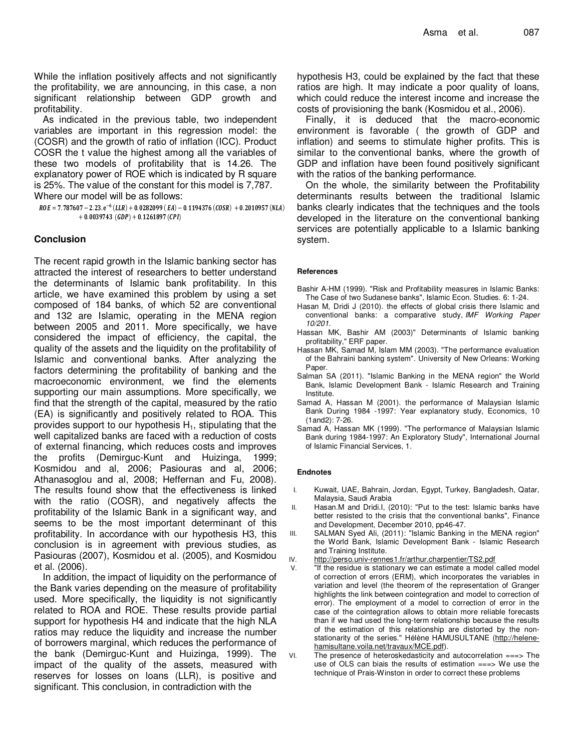While the inflation positively affects and not significantly the profitability, we are announcing, in this case, a non significant relationship between GDP growth and profitability.

As indicated in the previous table, two independent variables are important in this regression model: the (COSR) and the growth of ratio of inflation (ICC). Product COSR the t value the highest among all the variables of these two models of profitability that is 14.26. The explanatory power of ROE which is indicated by R square is 25%. The value of the constant for this model is 7,787. Where our model will be as follows:

$$ROE = 7.787607 - 2.23.e^{-6}(LLR) + 0.0282099\,(EA) - 0.1194376\,(COSR) + 0.2010957\,(NLA) + 0.0039743\,(GDP) + 0.1261897\,(CPI)$$

## Conclusion

The recent rapid growth in the Islamic banking sector has attracted the interest of researchers to better understand the determinants of Islamic bank profitability. In this article, we have examined this problem by using a set composed of 184 banks, of which 52 are conventional and 132 are Islamic, operating in the MENA region between 2005 and 2011. More specifically, we have considered the impact of efficiency, the capital, the quality of the assets and the liquidity on the profitability of Islamic and conventional banks. After analyzing the factors determining the profitability of banking and the macroeconomic environment, we find the elements supporting our main assumptions. More specifically, we find that the strength of the capital, measured by the ratio (EA) is significantly and positively related to ROA. This provides support to our hypothesis $H_1$, stipulating that the well capitalized banks are faced with a reduction of costs of external financing, which reduces costs and improves the profits (Demirguc-Kunt and Huizinga, 1999; Kosmidou and al, 2006; Pasiouras and al, 2006; Athanasoglou and al, 2008; Heffernan and Fu, 2008). The results found show that the effectiveness is linked with the ratio (COSR), and negatively affects the profitability of the Islamic Bank in a significant way, and seems to be the most important determinant of this profitability. In accordance with our hypothesis H3, this conclusion is in agreement with previous studies, as Pasiouras (2007), Kosmidou et al. (2005), and Kosmidou et al. (2006).

In addition, the impact of liquidity on the performance of the Bank varies depending on the measure of profitability used. More specifically, the liquidity is not significantly related to ROA and ROE. These results provide partial support for hypothesis H4 and indicate that the high NLA ratios may reduce the liquidity and increase the number of borrowers marginal, which reduces the performance of the bank (Demirguc-Kunt and Huizinga, 1999). The impact of the quality of the assets, measured with reserves for losses on loans (LLR), is positive and significant. This conclusion, in contradiction with the hypothesis H3, could be explained by the fact that these ratios are high. It may indicate a poor quality of loans, which could reduce the interest income and increase the costs of provisioning the bank (Kosmidou et al., 2006).

Finally, it is deduced that the macro-economic environment is favorable ( the growth of GDP and inflation) and seems to stimulate higher profits. This is similar to the conventional banks, where the growth of GDP and inflation have been found positively significant with the ratios of the banking performance.

On the whole, the similarity between the Profitability determinants results between the traditional Islamic banks clearly indicates that the techniques and the tools developed in the literature on the conventional banking services are potentially applicable to a Islamic banking system.

### References

Bashir A-HM (1999). "Risk and Profitability measures in Islamic Banks: The Case of two Sudanese banks", Islamic Econ. Studies. 6: 1-24.

Hasan M, Dridi J (2010). the effects of global crisis there Islamic and conventional banks: a comparative study, *IMF Working Paper 10/201.*

Hassan MK, Bashir AM (2003)" Determinants of Islamic banking profitability," ERF paper.

Hassan MK, Samad M, Islam MM (2003). "The performance evaluation of the Bahraini banking system". University of New Orleans: Working Paper.

Salman SA (2011). "Islamic Banking in the MENA region" the World Bank, Islamic Development Bank - Islamic Research and Training Institute.

Samad A, Hassan M (2001). the performance of Malaysian Islamic Bank During 1984 -1997: Year explanatory study, Economics, 10 (1and2): 7-26.

Samad A, Hassan MK (1999). "The performance of Malaysian Islamic Bank during 1984-1997: An Exploratory Study", International Journal of Islamic Financial Services, 1.

### Endnotes

I. Kuwait, UAE, Bahrain, Jordan, Egypt, Turkey, Bangladesh, Qatar, Malaysia, Saudi Arabia

II. Hasan.M and Dridi.I, (2010): "Put to the test: Islamic banks have better resisted to the crisis that the conventional banks", Finance and Development, December 2010, pp46-47.

III. SALMAN Syed Ali, (2011): "Islamic Banking in the MENA region" the World Bank, Islamic Development Bank - Islamic Research and Training Institute.

IV. http://perso.univ-rennes1.fr/arthur.charpentier/TS2.pdf

V. "If the residue is stationary we can estimate a model called model of correction of errors (ERM), which incorporates the variables in variation and level (the theorem of the representation of Granger highlights the link between cointegration and model to correction of error). The employment of a model to correction of error in the case of the cointegration allows to obtain more reliable forecasts than if we had used the long-term relationship because the results of the estimation of this relationship are distorted by the non-stationarity of the series." Hélène HAMUSULTANE (http://helene-hamisultane.voila.net/travaux/MCE.pdf).

VI. The presence of heteroskedasticity and autocorrelation ===> The use of OLS can biais the results of estimation ===> We use the technique of Prais-Winston in order to correct these problems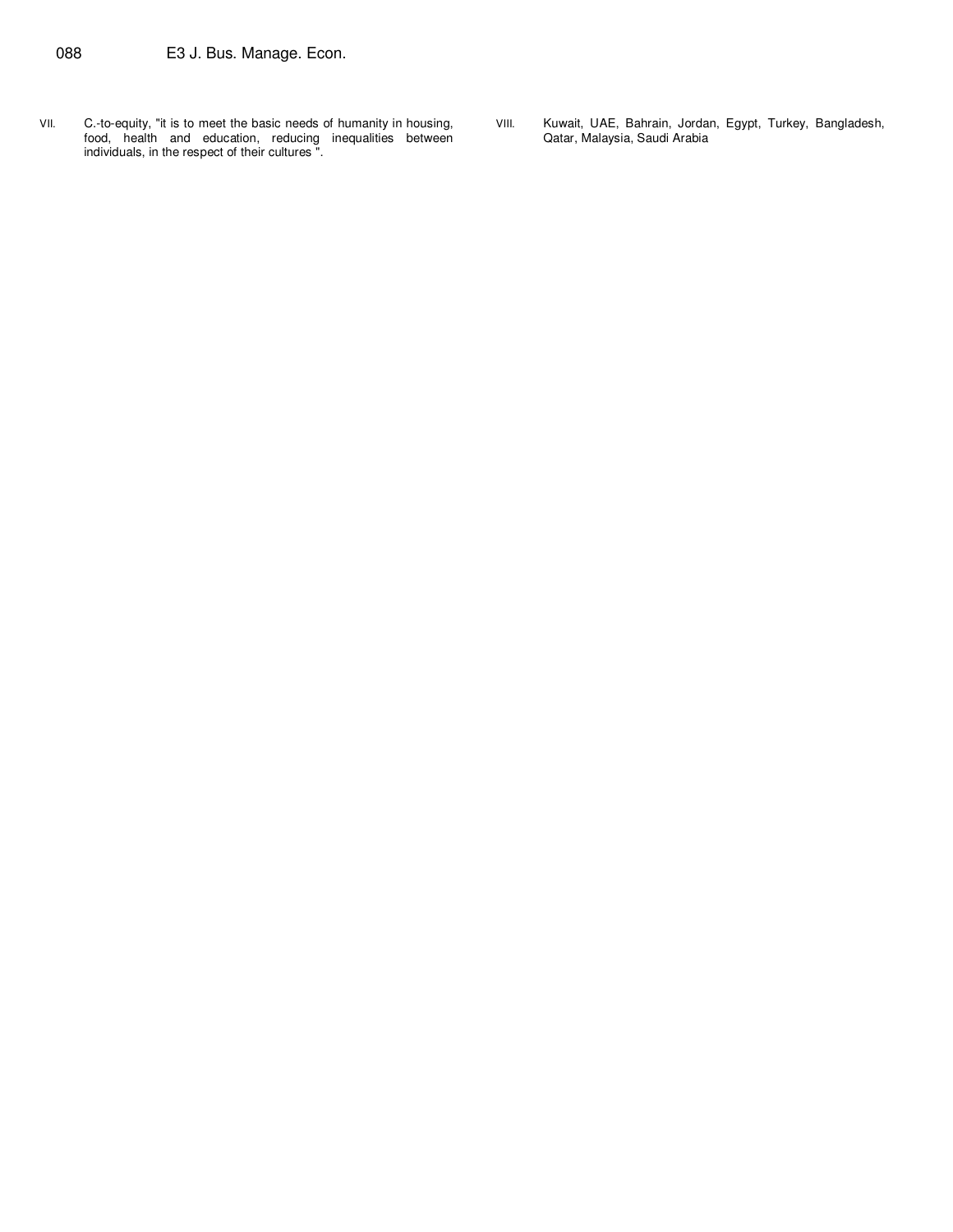VII. C.-to-equity, "it is to meet the basic needs of humanity in housing, food, health and education, reducing inequalities between individuals, in the respect of their cultures ".

VIII. Kuwait, UAE, Bahrain, Jordan, Egypt, Turkey, Bangladesh, Qatar, Malaysia, Saudi Arabia